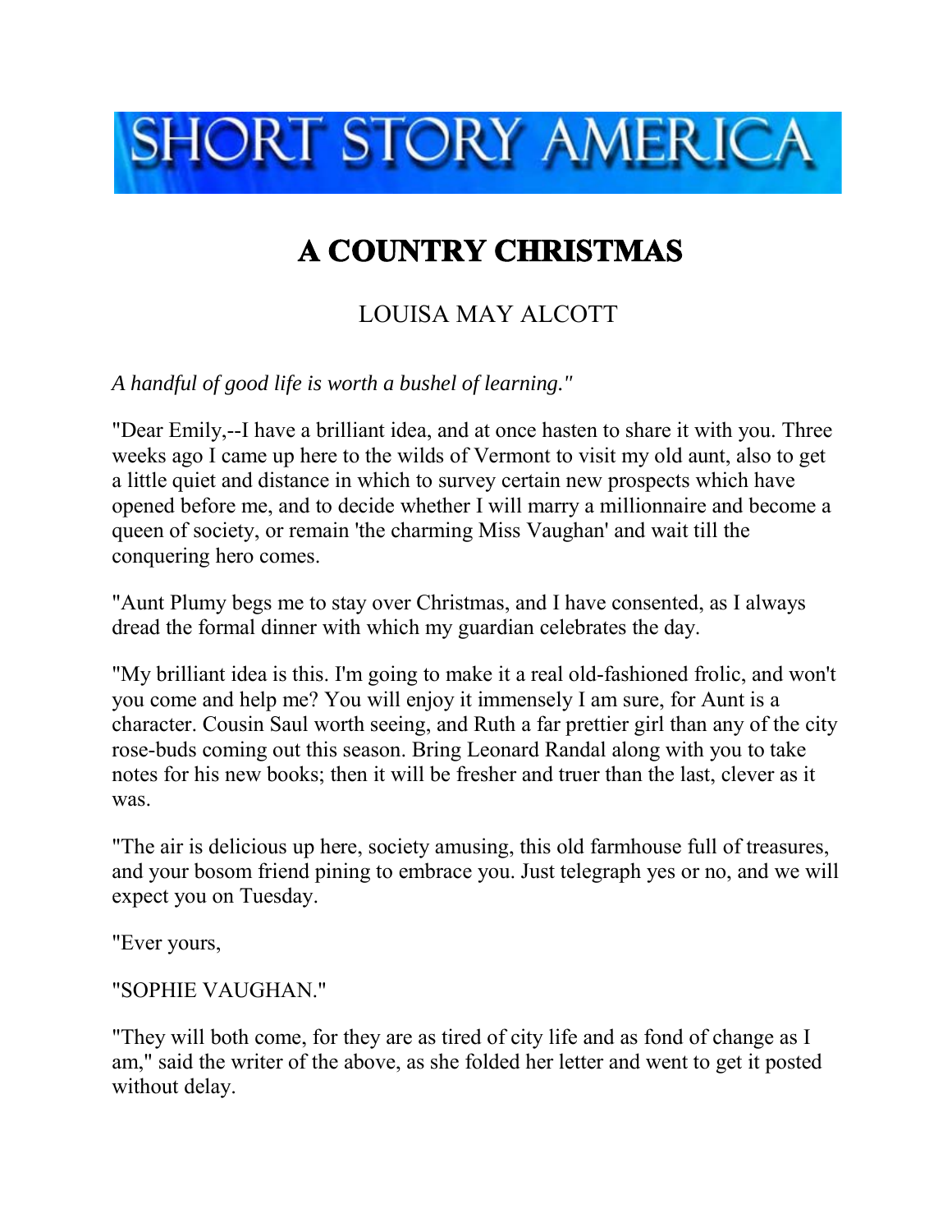# SHORT STORY AMERICA

# A COUNTRY CHRISTMAS

LOUISA MAY ALCOTT

*A handful of good life is worth a bushel of learning."*

"Dear Emily,--I have a brilliant idea, and at once hasten to share it with you. Three weeks ago I came up here to the wilds of Vermont to visit my old aunt, also to get a little quiet and distance in which to survey certain new prospects which have opened before me, and to decide whether I will marry a millionnaire and become a queen of society, or remain 'the charming Miss Vaughan' and wait till the conquering hero comes.

"Aunt Plumy begs me to stay over Christmas, and I have consented, as I always dread the formal dinner with which my guardian celebrates the day.

"My brilliant idea is this. I'm going to make it a real old-fashioned frolic, and won't you come and help me? You will enjoy it immensely I am sure, for Aunt is a character. Cousin Saul worth seeing, and Ruth a far prettier girl than any of the city rose-buds coming out this season. Bring Leonard Randal along with you to take notes for his new books; then it will be fresher and truer than the last, clever as it was.

"The air is delicious up here, society amusing, this old farmhouse full of treasures, and your bosom friend pining to embrace you. Just telegraph yes or no, and we will expect you on Tuesday.

"Ever yours,

"SOPHIE VAUGHAN."

"They will both come, for they are as tired of city life and as fond of change as I am," said the writer of the above, as she folded her letter and went to get it posted without delay.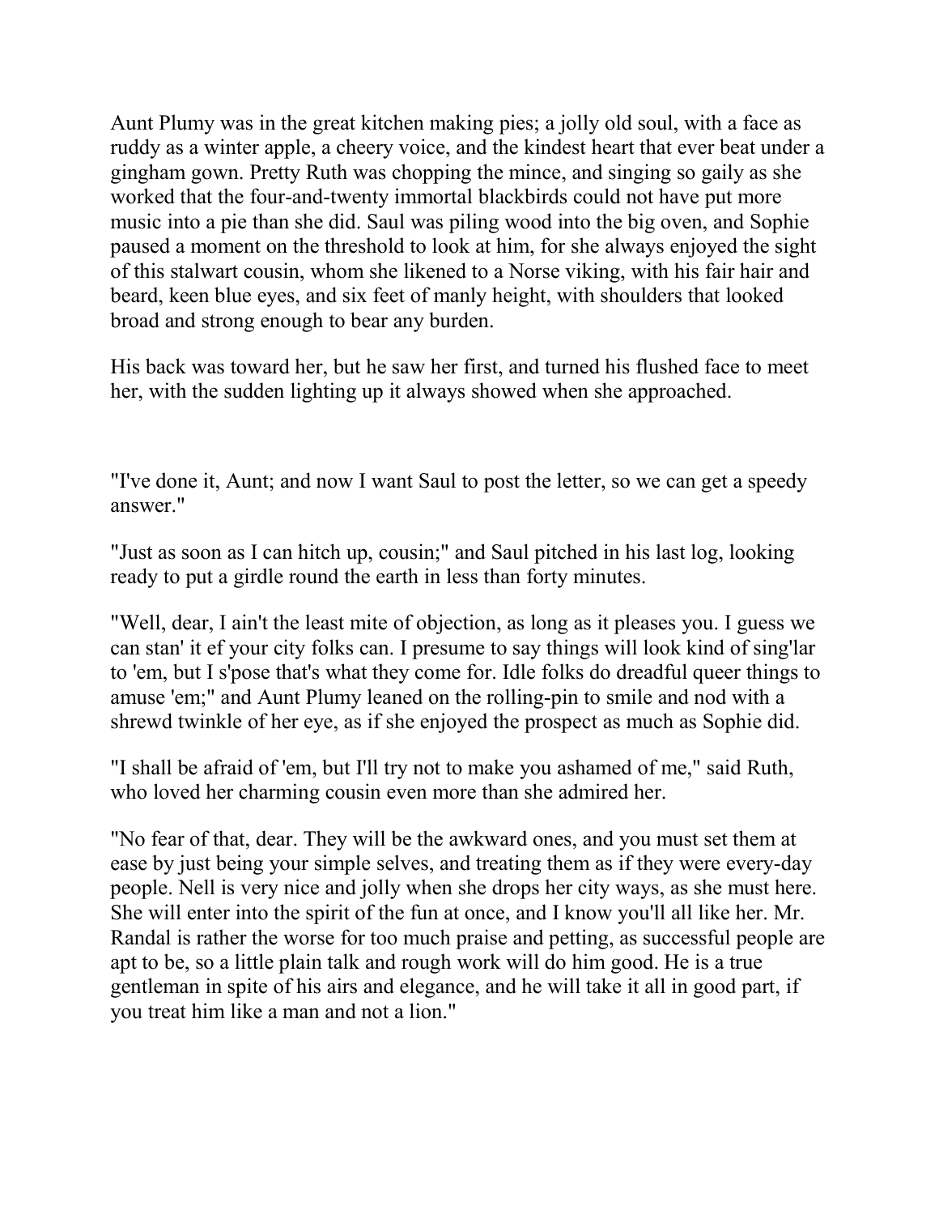Aunt Plumy was in the great kitchen making pies; a jolly old soul, with a face as ruddy as a winter apple, a cheery voice, and the kindest heart that ever beat under a gingham gown. Pretty Ruth was chopping the mince, and singing so gaily as she worked that the four-and-twenty immortal blackbirds could not have put more music into a pie than she did. Saul was piling wood into the big oven, and Sophie paused a moment on the threshold to look at him, for she always enjoyed the sight of this stalwart cousin, whom she likened to a Norse viking, with his fair hair and beard, keen blue eyes, and six feet of manly height, with shoulders that looked broad and strong enough to bear any burden.

His back was toward her, but he saw her first, and turned his flushed face to meet her, with the sudden lighting up it always showed when she approached.

"I've done it, Aunt; and now I want Saul to post the letter, so we can get a speedy answer."

"Just as soon as I can hitch up, cousin;" and Saul pitched in his last log, looking ready to put a girdle round the earth in less than forty minutes.

"Well, dear, I ain't the least mite of objection, as long as it pleases you. I guess we can stan' it ef your city folks can. I presume to say things will look kind of sing'lar to 'em, but I s'pose that's what they come for. Idle folks do dreadful queer things to amuse 'em;" and Aunt Plumy leaned on the rolling-pin to smile and nod with a shrewd twinkle of her eye, as if she enjoyed the prospect as much as Sophie did.

"I shall be afraid of 'em, but I'll try not to make you ashamed of me," said Ruth, who loved her charming cousin even more than she admired her.

"No fear of that, dear. They will be the awkward ones, and you must set them at ease by just being your simple selves, and treating them as if they were every-day people. Nell is very nice and jolly when she drops her city ways, as she must here. She will enter into the spirit of the fun at once, and I know you'll all like her. Mr. Randal is rather the worse for too much praise and petting, as successful people are apt to be, so a little plain talk and rough work will do him good. He is a true gentleman in spite of his airs and elegance, and he will take it all in good part, if you treat him like a man and not a lion."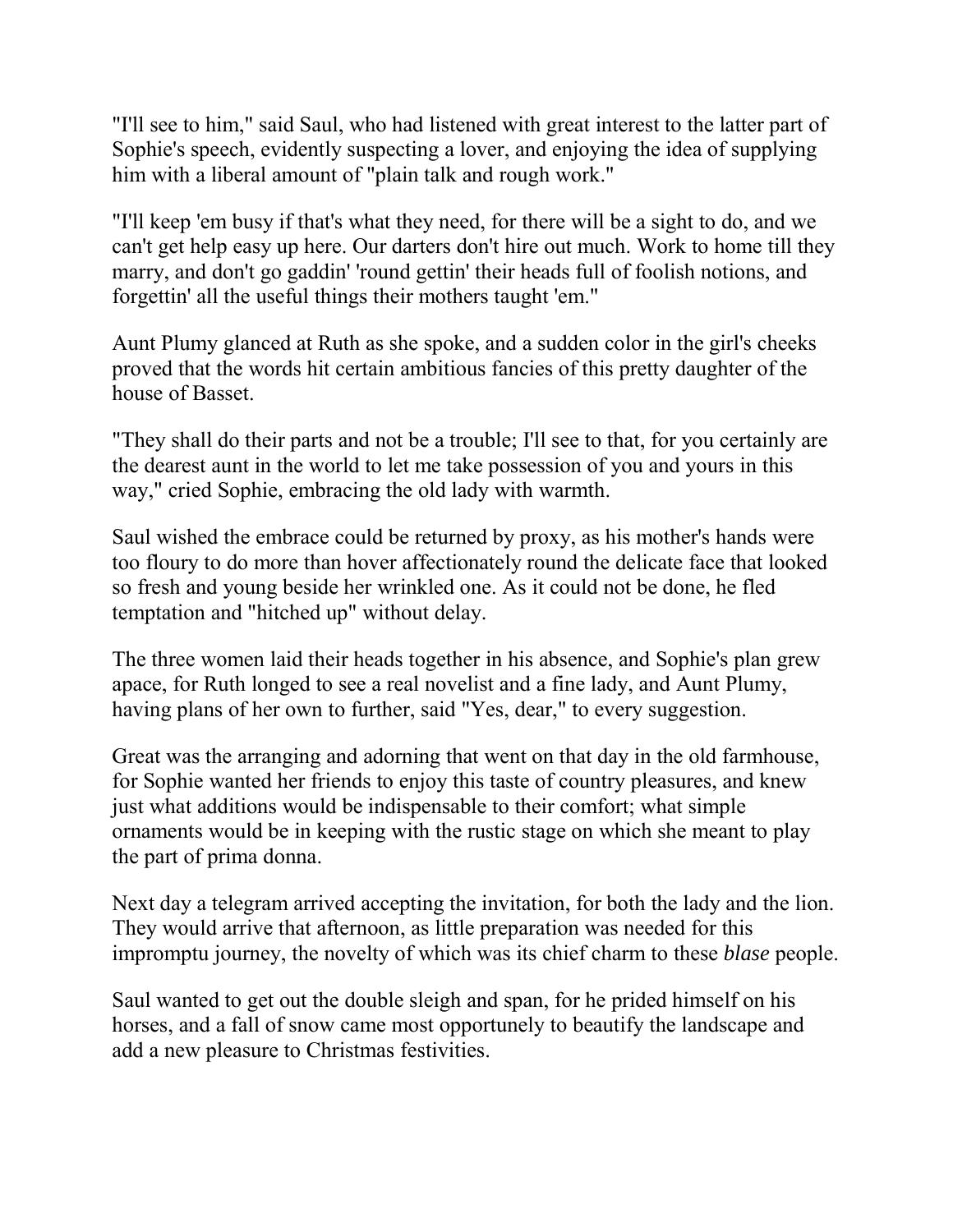"I'll see to him," said Saul, who had listened with great interest to the latter part of Sophie's speech, evidently suspecting a lover, and enjoying the idea of supplying him with a liberal amount of "plain talk and rough work."

"I'll keep 'em busy if that's what they need, for there will be a sight to do, and we can't get help easy up here. Our darters don't hire out much. Work to home till they marry, and don't go gaddin' 'round gettin' their heads full of foolish notions, and forgettin' all the useful things their mothers taught 'em."

Aunt Plumy glanced at Ruth as she spoke, and a sudden color in the girl's cheeks proved that the words hit certain ambitious fancies of this pretty daughter of the house of Basset.

"They shall do their parts and not be a trouble; I'll see to that, for you certainly are the dearest aunt in the world to let me take possession of you and yours in this way," cried Sophie, embracing the old lady with warmth.

Saul wished the embrace could be returned by proxy, as his mother's hands were too floury to do more than hover affectionately round the delicate face that looked so fresh and young beside her wrinkled one. As it could not be done, he fled temptation and "hitched up" without delay.

The three women laid their heads together in his absence, and Sophie's plan grew apace, for Ruth longed to see a real novelist and a fine lady, and Aunt Plumy, having plans of her own to further, said "Yes, dear," to every suggestion.

Great was the arranging and adorning that went on that day in the old farmhouse, for Sophie wanted her friends to enjoy this taste of country pleasures, and knew just what additions would be indispensable to their comfort; what simple ornaments would be in keeping with the rustic stage on which she meant to play the part of prima donna.

Next day a telegram arrived accepting the invitation, for both the lady and the lion. They would arrive that afternoon, as little preparation was needed for this impromptu journey, the novelty of which was its chief charm to these *blase* people.

Saul wanted to get out the double sleigh and span, for he prided himself on his horses, and a fall of snow came most opportunely to beautify the landscape and add a new pleasure to Christmas festivities.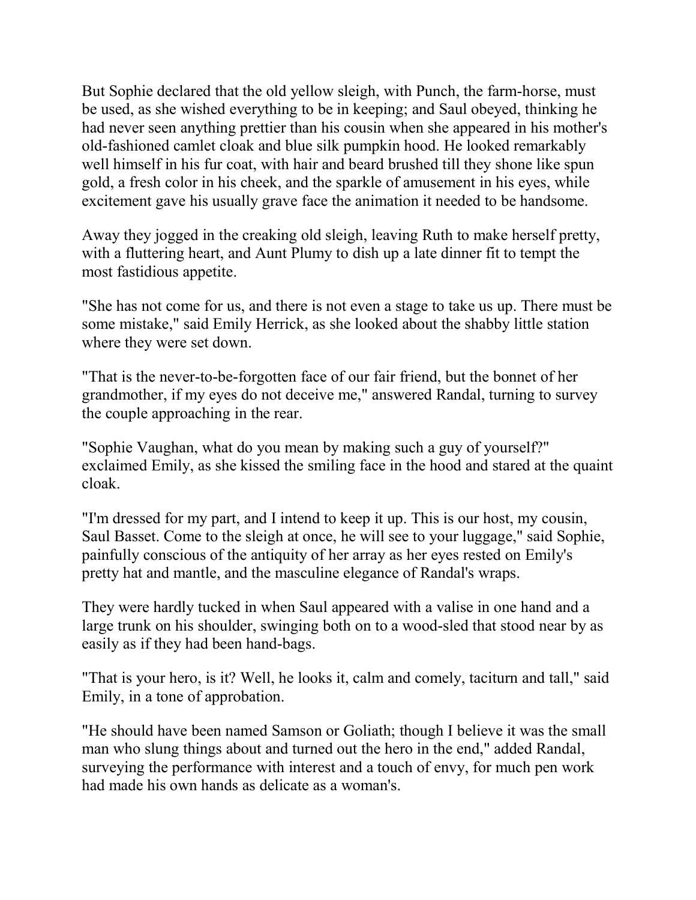But Sophie declared that the old yellow sleigh, with Punch, the farm-horse, must be used, as she wished everything to be in keeping; and Saul obeyed, thinking he had never seen anything prettier than his cousin when she appeared in his mother's old-fashioned camlet cloak and blue silk pumpkin hood. He looked remarkably well himself in his fur coat, with hair and beard brushed till they shone like spun gold, a fresh color in his cheek, and the sparkle of amusement in his eyes, while excitement gave his usually grave face the animation it needed to be handsome.

Away they jogged in the creaking old sleigh, leaving Ruth to make herself pretty, with a fluttering heart, and Aunt Plumy to dish up a late dinner fit to tempt the most fastidious appetite.

"She has not come for us, and there is not even a stage to take us up. There must be some mistake," said Emily Herrick, as she looked about the shabby little station where they were set down.

"That is the never-to-be-forgotten face of our fair friend, but the bonnet of her grandmother, if my eyes do not deceive me," answered Randal, turning to survey the couple approaching in the rear.

"Sophie Vaughan, what do you mean by making such a guy of yourself?" exclaimed Emily, as she kissed the smiling face in the hood and stared at the quaint cloak.

"I'm dressed for my part, and I intend to keep it up. This is our host, my cousin, Saul Basset. Come to the sleigh at once, he will see to your luggage," said Sophie, painfully conscious of the antiquity of her array as her eyes rested on Emily's pretty hat and mantle, and the masculine elegance of Randal's wraps.

They were hardly tucked in when Saul appeared with a valise in one hand and a large trunk on his shoulder, swinging both on to a wood-sled that stood near by as easily as if they had been hand-bags.

"That is your hero, is it? Well, he looks it, calm and comely, taciturn and tall," said Emily, in a tone of approbation.

"He should have been named Samson or Goliath; though I believe it was the small man who slung things about and turned out the hero in the end," added Randal, surveying the performance with interest and a touch of envy, for much pen work had made his own hands as delicate as a woman's.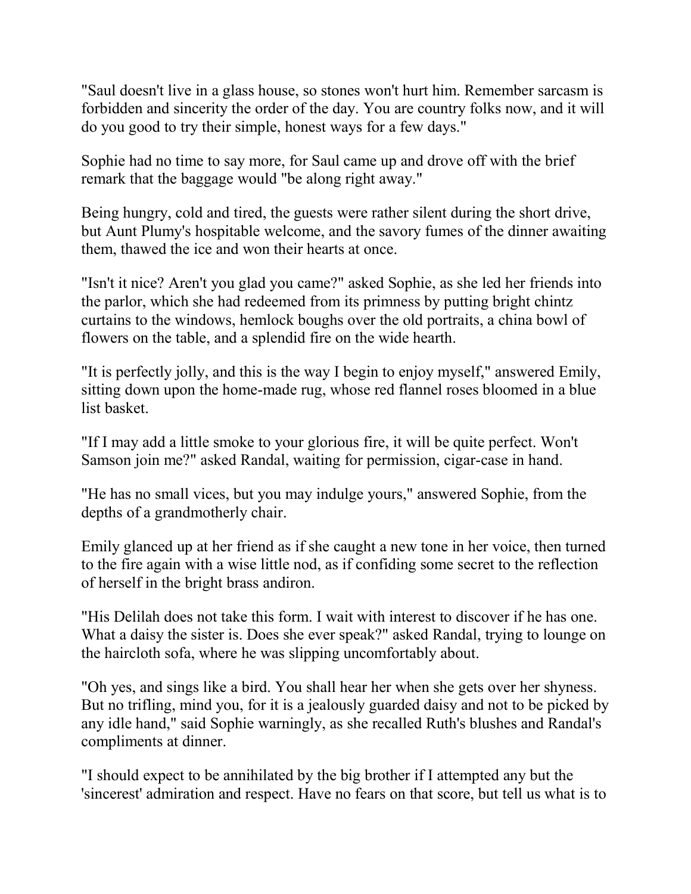"Saul doesn't live in a glass house, so stones won't hurt him. Remember sarcasm is forbidden and sincerity the order of the day. You are country folks now, and it will do you good to try their simple, honest ways for a few days."

Sophie had no time to say more, for Saul came up and drove off with the brief remark that the baggage would "be along right away."

Being hungry, cold and tired, the guests were rather silent during the short drive, but Aunt Plumy's hospitable welcome, and the savory fumes of the dinner awaiting them, thawed the ice and won their hearts at once.

"Isn't it nice? Aren't you glad you came?" asked Sophie, as she led her friends into the parlor, which she had redeemed from its primness by putting bright chintz curtains to the windows, hemlock boughs over the old portraits, a china bowl of flowers on the table, and a splendid fire on the wide hearth.

"It is perfectly jolly, and this is the way I begin to enjoy myself," answered Emily, sitting down upon the home-made rug, whose red flannel roses bloomed in a blue list basket.

"If I may add a little smoke to your glorious fire, it will be quite perfect. Won't Samson join me?" asked Randal, waiting for permission, cigar-case in hand.

"He has no small vices, but you may indulge yours," answered Sophie, from the depths of a grandmotherly chair.

Emily glanced up at her friend as if she caught a new tone in her voice, then turned to the fire again with a wise little nod, as if confiding some secret to the reflection of herself in the bright brass andiron.

"His Delilah does not take this form. I wait with interest to discover if he has one. What a daisy the sister is. Does she ever speak?" asked Randal, trying to lounge on the haircloth sofa, where he was slipping uncomfortably about.

"Oh yes, and sings like a bird. You shall hear her when she gets over her shyness. But no trifling, mind you, for it is a jealously guarded daisy and not to be picked by any idle hand," said Sophie warningly, as she recalled Ruth's blushes and Randal's compliments at dinner.

"I should expect to be annihilated by the big brother if I attempted any but the 'sincerest' admiration and respect. Have no fears on that score, but tell us what is to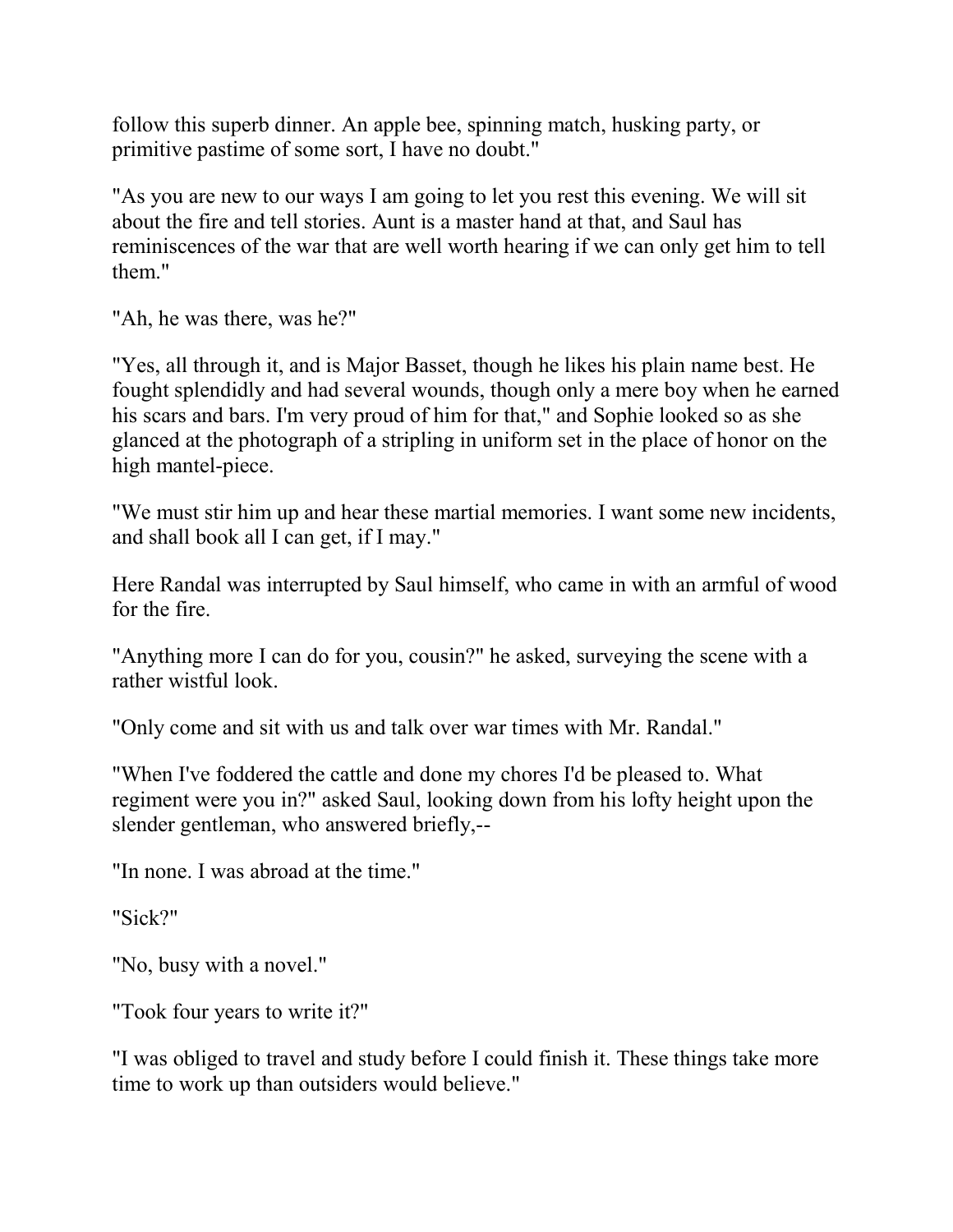follow this superb dinner. An apple bee, spinning match, husking party, or primitive pastime of some sort, I have no doubt."

"As you are new to our ways I am going to let you rest this evening. We will sit about the fire and tell stories. Aunt is a master hand at that, and Saul has reminiscences of the war that are well worth hearing if we can only get him to tell them."

"Ah, he was there, was he?"

"Yes, all through it, and is Major Basset, though he likes his plain name best. He fought splendidly and had several wounds, though only a mere boy when he earned his scars and bars. I'm very proud of him for that," and Sophie looked so as she glanced at the photograph of a stripling in uniform set in the place of honor on the high mantel-piece.

"We must stir him up and hear these martial memories. I want some new incidents, and shall book all I can get, if I may."

Here Randal was interrupted by Saul himself, who came in with an armful of wood for the fire.

"Anything more I can do for you, cousin?" he asked, surveying the scene with a rather wistful look.

"Only come and sit with us and talk over war times with Mr. Randal."

"When I've foddered the cattle and done my chores I'd be pleased to. What regiment were you in?" asked Saul, looking down from his lofty height upon the slender gentleman, who answered briefly,--

"In none. I was abroad at the time."

"Sick?"

"No, busy with a novel."

"Took four years to write it?"

"I was obliged to travel and study before I could finish it. These things take more time to work up than outsiders would believe."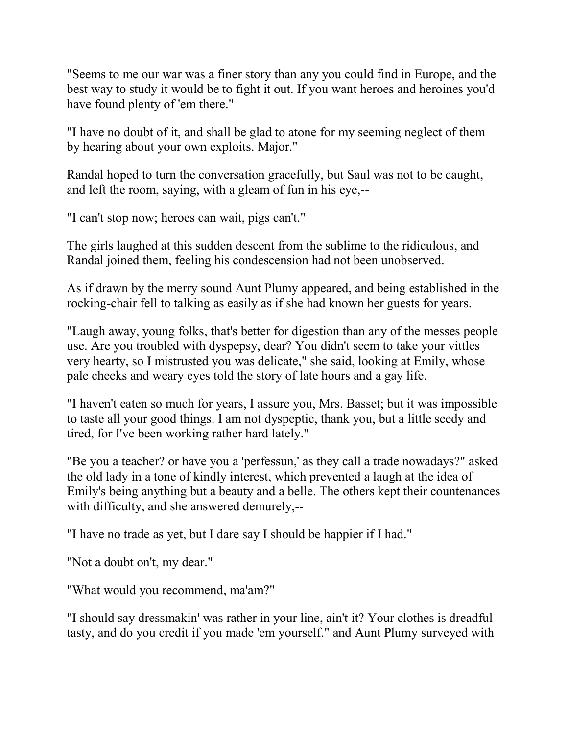"Seems to me our war was a finer story than any you could find in Europe, and the best way to study it would be to fight it out. If you want heroes and heroines you'd have found plenty of 'em there."

"I have no doubt of it, and shall be glad to atone for my seeming neglect of them by hearing about your own exploits. Major."

Randal hoped to turn the conversation gracefully, but Saul was not to be caught, and left the room, saying, with a gleam of fun in his eye,--

"I can't stop now; heroes can wait, pigs can't."

The girls laughed at this sudden descent from the sublime to the ridiculous, and Randal joined them, feeling his condescension had not been unobserved.

As if drawn by the merry sound Aunt Plumy appeared, and being established in the rocking-chair fell to talking as easily as if she had known her guests for years.

"Laugh away, young folks, that's better for digestion than any of the messes people use. Are you troubled with dyspepsy, dear? You didn't seem to take your vittles very hearty, so I mistrusted you was delicate," she said, looking at Emily, whose pale cheeks and weary eyes told the story of late hours and a gay life.

"I haven't eaten so much for years, I assure you, Mrs. Basset; but it was impossible to taste all your good things. I am not dyspeptic, thank you, but a little seedy and tired, for I've been working rather hard lately."

"Be you a teacher? or have you a 'perfessun,' as they call a trade nowadays?" asked the old lady in a tone of kindly interest, which prevented a laugh at the idea of Emily's being anything but a beauty and a belle. The others kept their countenances with difficulty, and she answered demurely,--

"I have no trade as yet, but I dare say I should be happier if I had."

"Not a doubt on't, my dear."

"What would you recommend, ma'am?"

"I should say dressmakin' was rather in your line, ain't it? Your clothes is dreadful tasty, and do you credit if you made 'em yourself." and Aunt Plumy surveyed with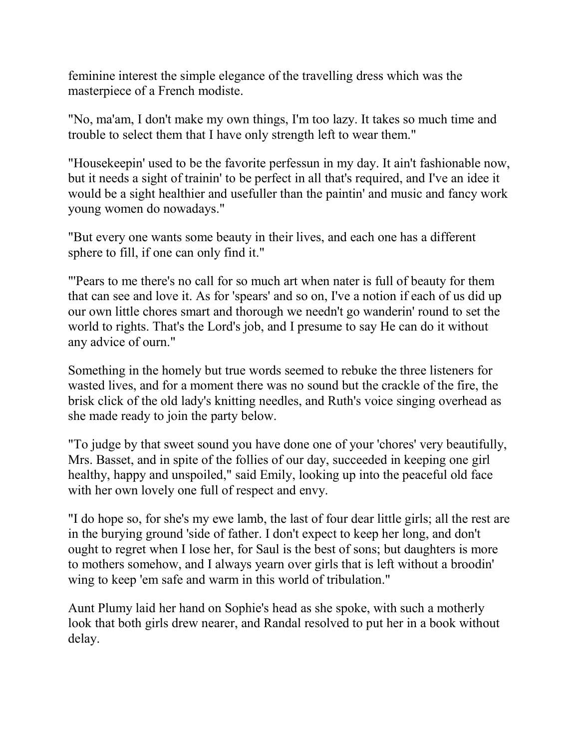feminine interest the simple elegance of the travelling dress which was the masterpiece of a French modiste.

"No, ma'am, I don't make my own things, I'm too lazy. It takes so much time and trouble to select them that I have only strength left to wear them."

"Housekeepin' used to be the favorite perfessun in my day. It ain't fashionable now, but it needs a sight of trainin' to be perfect in all that's required, and I've an idee it would be a sight healthier and usefuller than the paintin' and music and fancy work young women do nowadays."

"But every one wants some beauty in their lives, and each one has a different sphere to fill, if one can only find it."

"'Pears to me there's no call for so much art when nater is full of beauty for them that can see and love it. As for 'spears' and so on, I've a notion if each of us did up our own little chores smart and thorough we needn't go wanderin' round to set the world to rights. That's the Lord's job, and I presume to say He can do it without any advice of ourn."

Something in the homely but true words seemed to rebuke the three listeners for wasted lives, and for a moment there was no sound but the crackle of the fire, the brisk click of the old lady's knitting needles, and Ruth's voice singing overhead as she made ready to join the party below.

"To judge by that sweet sound you have done one of your 'chores' very beautifully, Mrs. Basset, and in spite of the follies of our day, succeeded in keeping one girl healthy, happy and unspoiled," said Emily, looking up into the peaceful old face with her own lovely one full of respect and envy.

"I do hope so, for she's my ewe lamb, the last of four dear little girls; all the rest are in the burying ground 'side of father. I don't expect to keep her long, and don't ought to regret when I lose her, for Saul is the best of sons; but daughters is more to mothers somehow, and I always yearn over girls that is left without a broodin' wing to keep 'em safe and warm in this world of tribulation."

Aunt Plumy laid her hand on Sophie's head as she spoke, with such a motherly look that both girls drew nearer, and Randal resolved to put her in a book without delay.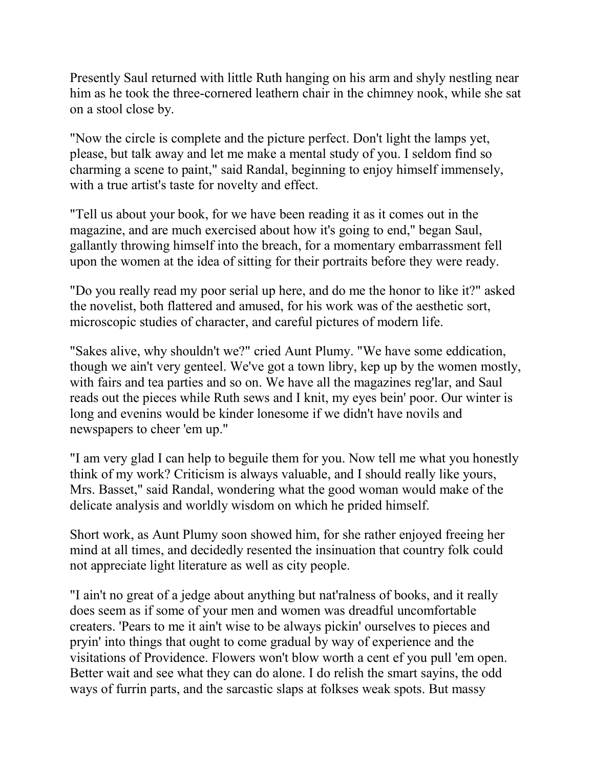Presently Saul returned with little Ruth hanging on his arm and shyly nestling near him as he took the three-cornered leathern chair in the chimney nook, while she sat on a stool close by.

"Now the circle is complete and the picture perfect. Don't light the lamps yet, please, but talk away and let me make a mental study of you. I seldom find so charming a scene to paint," said Randal, beginning to enjoy himself immensely, with a true artist's taste for novelty and effect.

"Tell us about your book, for we have been reading it as it comes out in the magazine, and are much exercised about how it's going to end," began Saul, gallantly throwing himself into the breach, for a momentary embarrassment fell upon the women at the idea of sitting for their portraits before they were ready.

"Do you really read my poor serial up here, and do me the honor to like it?" asked the novelist, both flattered and amused, for his work was of the aesthetic sort, microscopic studies of character, and careful pictures of modern life.

"Sakes alive, why shouldn't we?" cried Aunt Plumy. "We have some eddication, though we ain't very genteel. We've got a town libry, kep up by the women mostly, with fairs and tea parties and so on. We have all the magazines reg'lar, and Saul reads out the pieces while Ruth sews and I knit, my eyes bein' poor. Our winter is long and evenins would be kinder lonesome if we didn't have novils and newspapers to cheer 'em up."

"I am very glad I can help to beguile them for you. Now tell me what you honestly think of my work? Criticism is always valuable, and I should really like yours, Mrs. Basset," said Randal, wondering what the good woman would make of the delicate analysis and worldly wisdom on which he prided himself.

Short work, as Aunt Plumy soon showed him, for she rather enjoyed freeing her mind at all times, and decidedly resented the insinuation that country folk could not appreciate light literature as well as city people.

"I ain't no great of a jedge about anything but nat'ralness of books, and it really does seem as if some of your men and women was dreadful uncomfortable creaters. 'Pears to me it ain't wise to be always pickin' ourselves to pieces and pryin' into things that ought to come gradual by way of experience and the visitations of Providence. Flowers won't blow worth a cent ef you pull 'em open. Better wait and see what they can do alone. I do relish the smart sayins, the odd ways of furrin parts, and the sarcastic slaps at folkses weak spots. But massy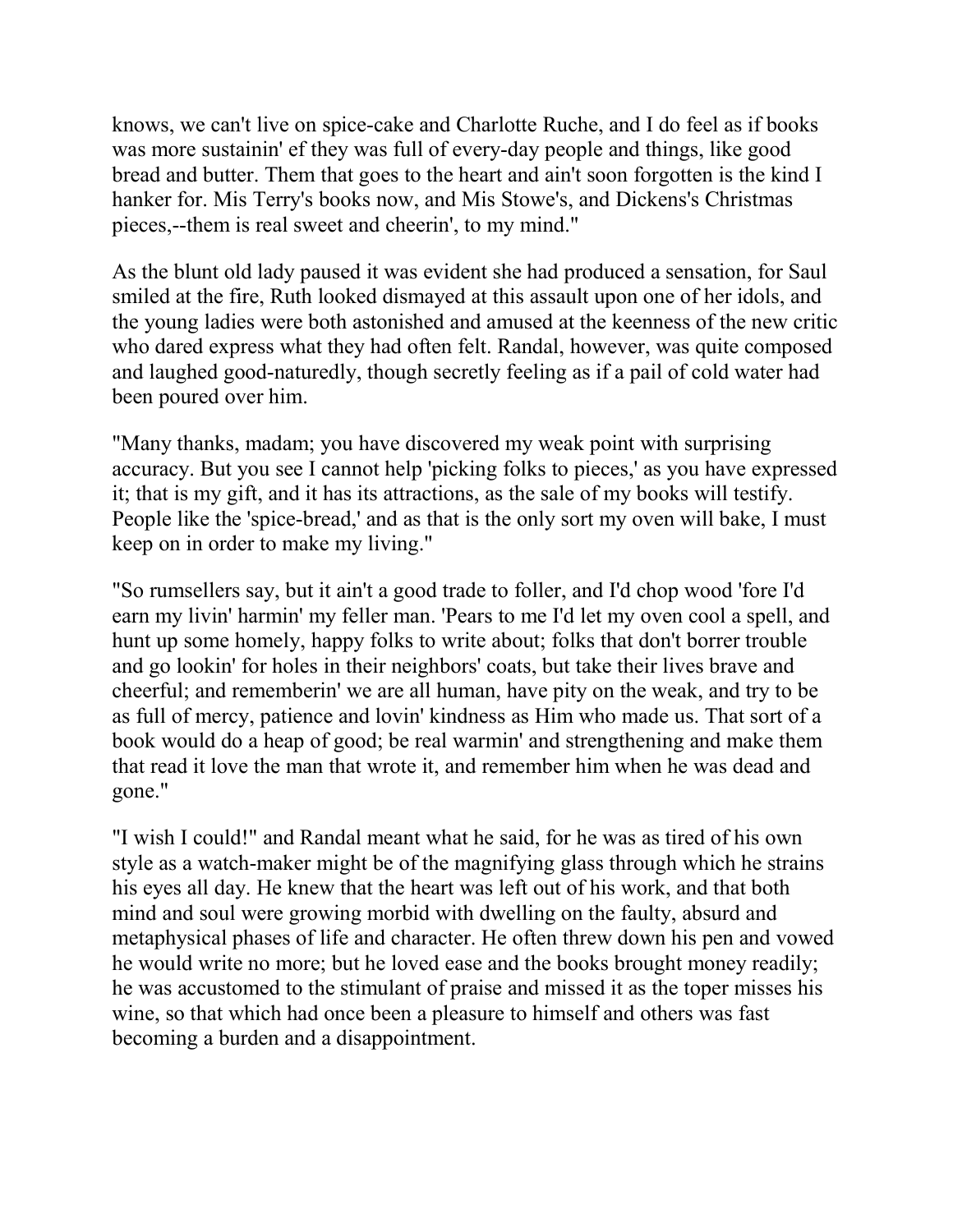knows, we can't live on spice-cake and Charlotte Ruche, and I do feel as if books was more sustainin' ef they was full of every-day people and things, like good bread and butter. Them that goes to the heart and ain't soon forgotten is the kind I hanker for. Mis Terry's books now, and Mis Stowe's, and Dickens's Christmas pieces,--them is real sweet and cheerin', to my mind."

As the blunt old lady paused it was evident she had produced a sensation, for Saul smiled at the fire, Ruth looked dismayed at this assault upon one of her idols, and the young ladies were both astonished and amused at the keenness of the new critic who dared express what they had often felt. Randal, however, was quite composed and laughed good-naturedly, though secretly feeling as if a pail of cold water had been poured over him.

"Many thanks, madam; you have discovered my weak point with surprising accuracy. But you see I cannot help 'picking folks to pieces,' as you have expressed it; that is my gift, and it has its attractions, as the sale of my books will testify. People like the 'spice-bread,' and as that is the only sort my oven will bake, I must keep on in order to make my living."

"So rumsellers say, but it ain't a good trade to foller, and I'd chop wood 'fore I'd earn my livin' harmin' my feller man. 'Pears to me I'd let my oven cool a spell, and hunt up some homely, happy folks to write about; folks that don't borrer trouble and go lookin' for holes in their neighbors' coats, but take their lives brave and cheerful; and rememberin' we are all human, have pity on the weak, and try to be as full of mercy, patience and lovin' kindness as Him who made us. That sort of a book would do a heap of good; be real warmin' and strengthening and make them that read it love the man that wrote it, and remember him when he was dead and gone."

"I wish I could!" and Randal meant what he said, for he was as tired of his own style as a watch-maker might be of the magnifying glass through which he strains his eyes all day. He knew that the heart was left out of his work, and that both mind and soul were growing morbid with dwelling on the faulty, absurd and metaphysical phases of life and character. He often threw down his pen and vowed he would write no more; but he loved ease and the books brought money readily; he was accustomed to the stimulant of praise and missed it as the toper misses his wine, so that which had once been a pleasure to himself and others was fast becoming a burden and a disappointment.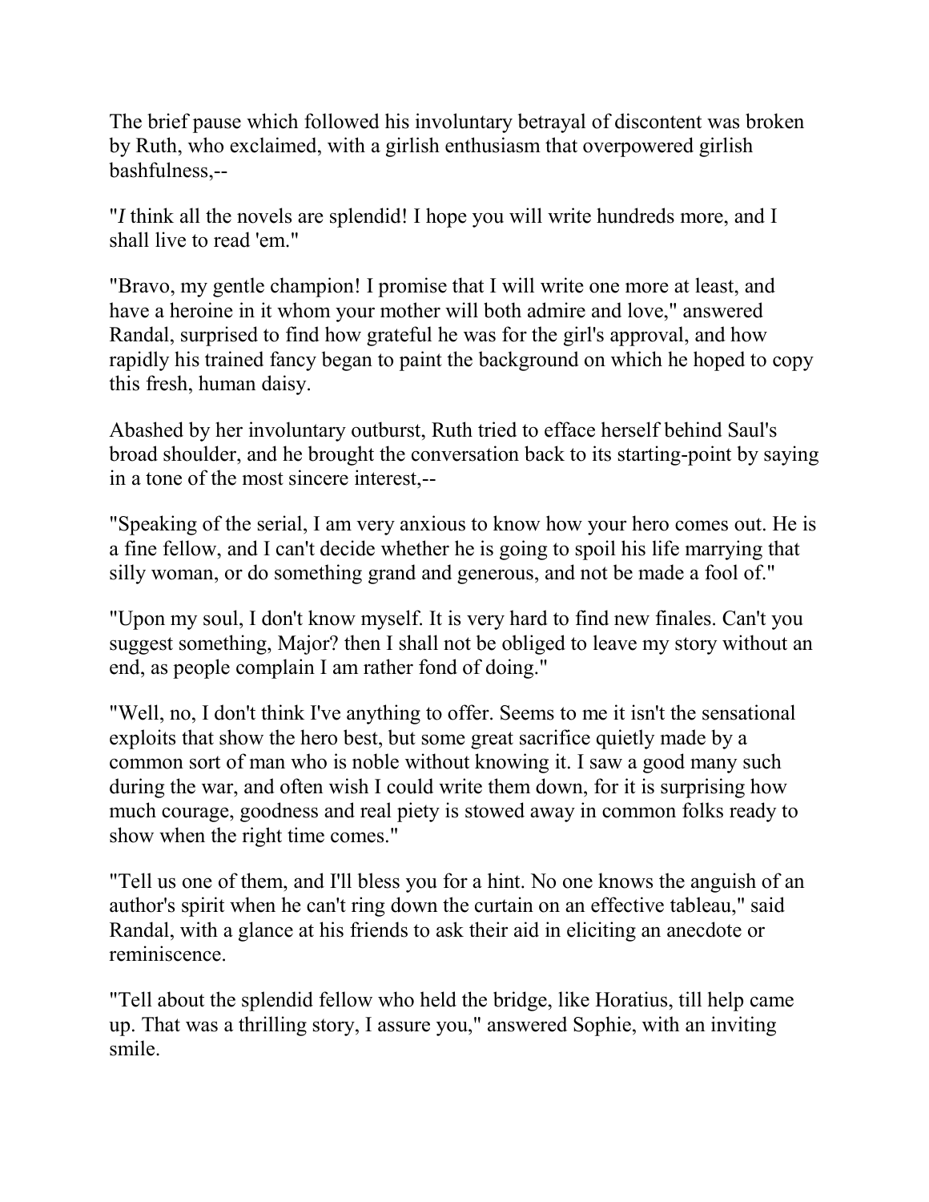The brief pause which followed his involuntary betrayal of discontent was broken by Ruth, who exclaimed, with a girlish enthusiasm that overpowered girlish bashfulness,--

"*I* think all the novels are splendid! I hope you will write hundreds more, and I shall live to read 'em."

"Bravo, my gentle champion! I promise that I will write one more at least, and have a heroine in it whom your mother will both admire and love," answered Randal, surprised to find how grateful he was for the girl's approval, and how rapidly his trained fancy began to paint the background on which he hoped to copy this fresh, human daisy.

Abashed by her involuntary outburst, Ruth tried to efface herself behind Saul's broad shoulder, and he brought the conversation back to its starting-point by saying in a tone of the most sincere interest,--

"Speaking of the serial, I am very anxious to know how your hero comes out. He is a fine fellow, and I can't decide whether he is going to spoil his life marrying that silly woman, or do something grand and generous, and not be made a fool of."

"Upon my soul, I don't know myself. It is very hard to find new finales. Can't you suggest something, Major? then I shall not be obliged to leave my story without an end, as people complain I am rather fond of doing."

"Well, no, I don't think I've anything to offer. Seems to me it isn't the sensational exploits that show the hero best, but some great sacrifice quietly made by a common sort of man who is noble without knowing it. I saw a good many such during the war, and often wish I could write them down, for it is surprising how much courage, goodness and real piety is stowed away in common folks ready to show when the right time comes."

"Tell us one of them, and I'll bless you for a hint. No one knows the anguish of an author's spirit when he can't ring down the curtain on an effective tableau," said Randal, with a glance at his friends to ask their aid in eliciting an anecdote or reminiscence.

"Tell about the splendid fellow who held the bridge, like Horatius, till help came up. That was a thrilling story, I assure you," answered Sophie, with an inviting smile.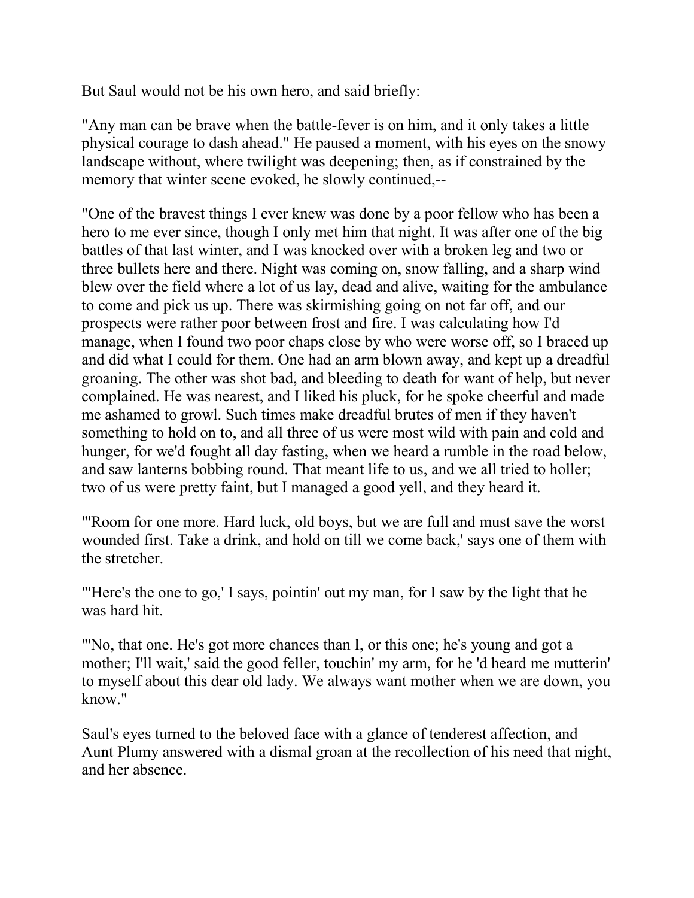But Saul would not be his own hero, and said briefly:

"Any man can be brave when the battle-fever is on him, and it only takes a little physical courage to dash ahead." He paused a moment, with his eyes on the snowy landscape without, where twilight was deepening; then, as if constrained by the memory that winter scene evoked, he slowly continued,--

"One of the bravest things I ever knew was done by a poor fellow who has been a hero to me ever since, though I only met him that night. It was after one of the big battles of that last winter, and I was knocked over with a broken leg and two or three bullets here and there. Night was coming on, snow falling, and a sharp wind blew over the field where a lot of us lay, dead and alive, waiting for the ambulance to come and pick us up. There was skirmishing going on not far off, and our prospects were rather poor between frost and fire. I was calculating how I'd manage, when I found two poor chaps close by who were worse off, so I braced up and did what I could for them. One had an arm blown away, and kept up a dreadful groaning. The other was shot bad, and bleeding to death for want of help, but never complained. He was nearest, and I liked his pluck, for he spoke cheerful and made me ashamed to growl. Such times make dreadful brutes of men if they haven't something to hold on to, and all three of us were most wild with pain and cold and hunger, for we'd fought all day fasting, when we heard a rumble in the road below, and saw lanterns bobbing round. That meant life to us, and we all tried to holler; two of us were pretty faint, but I managed a good yell, and they heard it.

"'Room for one more. Hard luck, old boys, but we are full and must save the worst wounded first. Take a drink, and hold on till we come back,' says one of them with the stretcher.

"'Here's the one to go,' I says, pointin' out my man, for I saw by the light that he was hard hit.

"'No, that one. He's got more chances than I, or this one; he's young and got a mother; I'll wait,' said the good feller, touchin' my arm, for he 'd heard me mutterin' to myself about this dear old lady. We always want mother when we are down, you know."

Saul's eyes turned to the beloved face with a glance of tenderest affection, and Aunt Plumy answered with a dismal groan at the recollection of his need that night, and her absence.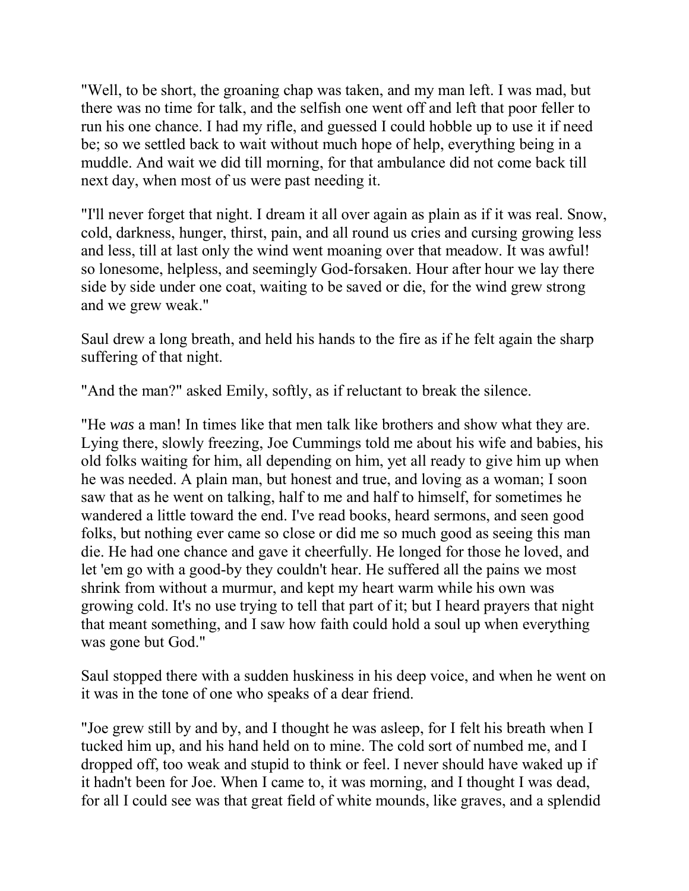"Well, to be short, the groaning chap was taken, and my man left. I was mad, but there was no time for talk, and the selfish one went off and left that poor feller to run his one chance. I had my rifle, and guessed I could hobble up to use it if need be; so we settled back to wait without much hope of help, everything being in a muddle. And wait we did till morning, for that ambulance did not come back till next day, when most of us were past needing it.

"I'll never forget that night. I dream it all over again as plain as if it was real. Snow, cold, darkness, hunger, thirst, pain, and all round us cries and cursing growing less and less, till at last only the wind went moaning over that meadow. It was awful! so lonesome, helpless, and seemingly God-forsaken. Hour after hour we lay there side by side under one coat, waiting to be saved or die, for the wind grew strong and we grew weak."

Saul drew a long breath, and held his hands to the fire as if he felt again the sharp suffering of that night.

"And the man?" asked Emily, softly, as if reluctant to break the silence.

"He *was* a man! In times like that men talk like brothers and show what they are. Lying there, slowly freezing, Joe Cummings told me about his wife and babies, his old folks waiting for him, all depending on him, yet all ready to give him up when he was needed. A plain man, but honest and true, and loving as a woman; I soon saw that as he went on talking, half to me and half to himself, for sometimes he wandered a little toward the end. I've read books, heard sermons, and seen good folks, but nothing ever came so close or did me so much good as seeing this man die. He had one chance and gave it cheerfully. He longed for those he loved, and let 'em go with a good-by they couldn't hear. He suffered all the pains we most shrink from without a murmur, and kept my heart warm while his own was growing cold. It's no use trying to tell that part of it; but I heard prayers that night that meant something, and I saw how faith could hold a soul up when everything was gone but God."

Saul stopped there with a sudden huskiness in his deep voice, and when he went on it was in the tone of one who speaks of a dear friend.

"Joe grew still by and by, and I thought he was asleep, for I felt his breath when I tucked him up, and his hand held on to mine. The cold sort of numbed me, and I dropped off, too weak and stupid to think or feel. I never should have waked up if it hadn't been for Joe. When I came to, it was morning, and I thought I was dead, for all I could see was that great field of white mounds, like graves, and a splendid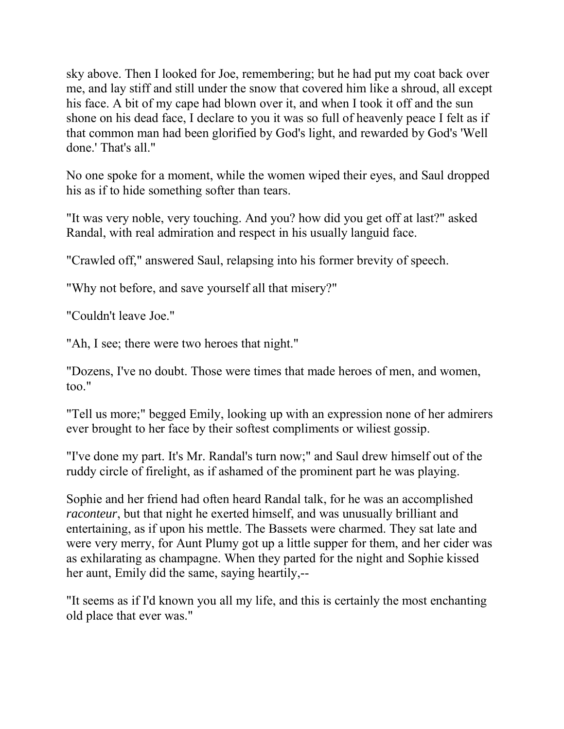sky above. Then I looked for Joe, remembering; but he had put my coat back over me, and lay stiff and still under the snow that covered him like a shroud, all except his face. A bit of my cape had blown over it, and when I took it off and the sun shone on his dead face, I declare to you it was so full of heavenly peace I felt as if that common man had been glorified by God's light, and rewarded by God's 'Well done.' That's all."

No one spoke for a moment, while the women wiped their eyes, and Saul dropped his as if to hide something softer than tears.

"It was very noble, very touching. And you? how did you get off at last?" asked Randal, with real admiration and respect in his usually languid face.

"Crawled off," answered Saul, relapsing into his former brevity of speech.

"Why not before, and save yourself all that misery?"

"Couldn't leave Joe."

"Ah, I see; there were two heroes that night."

"Dozens, I've no doubt. Those were times that made heroes of men, and women, too."

"Tell us more;" begged Emily, looking up with an expression none of her admirers ever brought to her face by their softest compliments or wiliest gossip.

"I've done my part. It's Mr. Randal's turn now;" and Saul drew himself out of the ruddy circle of firelight, as if ashamed of the prominent part he was playing.

Sophie and her friend had often heard Randal talk, for he was an accomplished *raconteur*, but that night he exerted himself, and was unusually brilliant and entertaining, as if upon his mettle. The Bassets were charmed. They sat late and were very merry, for Aunt Plumy got up a little supper for them, and her cider was as exhilarating as champagne. When they parted for the night and Sophie kissed her aunt, Emily did the same, saying heartily,--

"It seems as if I'd known you all my life, and this is certainly the most enchanting old place that ever was."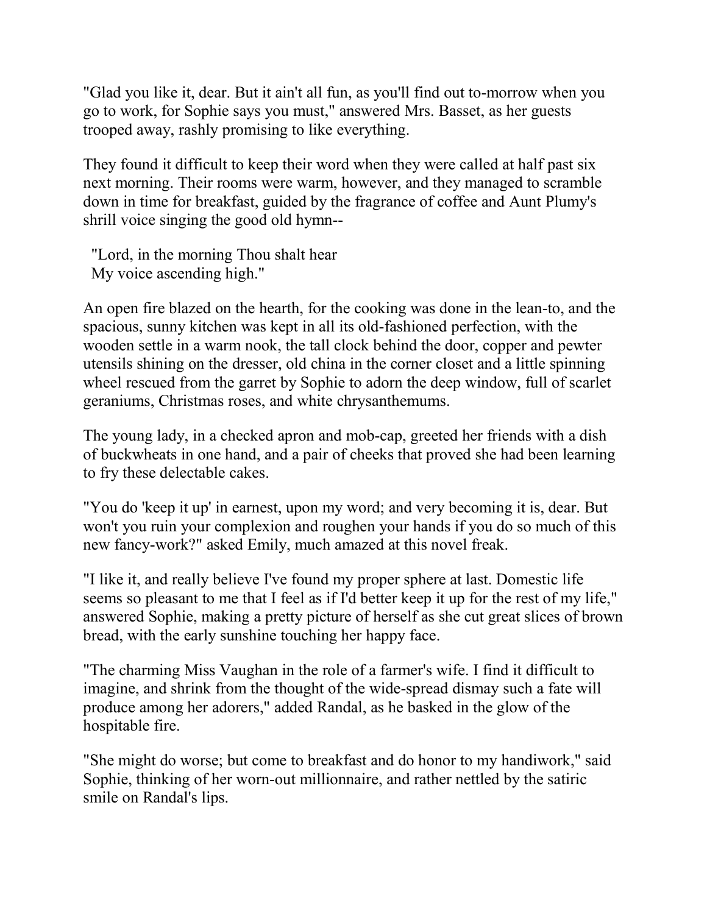"Glad you like it, dear. But it ain't all fun, as you'll find out to-morrow when you go to work, for Sophie says you must," answered Mrs. Basset, as her guests trooped away, rashly promising to like everything.

They found it difficult to keep their word when they were called at half past six next morning. Their rooms were warm, however, and they managed to scramble down in time for breakfast, guided by the fragrance of coffee and Aunt Plumy's shrill voice singing the good old hymn--

> "Lord, in the morning Thou shalt hear
> My voice ascending high."

An open fire blazed on the hearth, for the cooking was done in the lean-to, and the spacious, sunny kitchen was kept in all its old-fashioned perfection, with the wooden settle in a warm nook, the tall clock behind the door, copper and pewter utensils shining on the dresser, old china in the corner closet and a little spinning wheel rescued from the garret by Sophie to adorn the deep window, full of scarlet geraniums, Christmas roses, and white chrysanthemums.

The young lady, in a checked apron and mob-cap, greeted her friends with a dish of buckwheats in one hand, and a pair of cheeks that proved she had been learning to fry these delectable cakes.

"You do 'keep it up' in earnest, upon my word; and very becoming it is, dear. But won't you ruin your complexion and roughen your hands if you do so much of this new fancy-work?" asked Emily, much amazed at this novel freak.

"I like it, and really believe I've found my proper sphere at last. Domestic life seems so pleasant to me that I feel as if I'd better keep it up for the rest of my life," answered Sophie, making a pretty picture of herself as she cut great slices of brown bread, with the early sunshine touching her happy face.

"The charming Miss Vaughan in the role of a farmer's wife. I find it difficult to imagine, and shrink from the thought of the wide-spread dismay such a fate will produce among her adorers," added Randal, as he basked in the glow of the hospitable fire.

"She might do worse; but come to breakfast and do honor to my handiwork," said Sophie, thinking of her worn-out millionnaire, and rather nettled by the satiric smile on Randal's lips.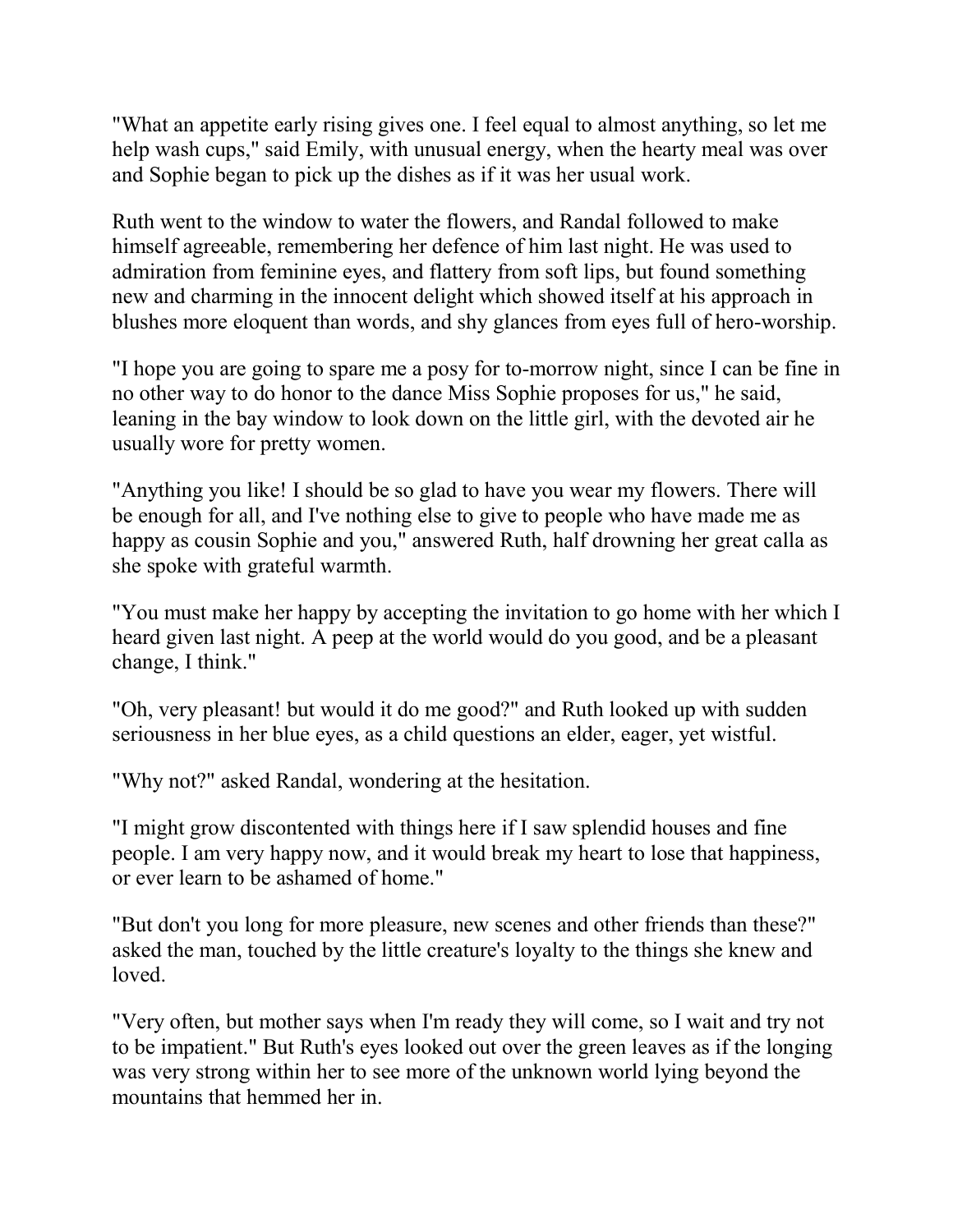"What an appetite early rising gives one. I feel equal to almost anything, so let me help wash cups," said Emily, with unusual energy, when the hearty meal was over and Sophie began to pick up the dishes as if it was her usual work.

Ruth went to the window to water the flowers, and Randal followed to make himself agreeable, remembering her defence of him last night. He was used to admiration from feminine eyes, and flattery from soft lips, but found something new and charming in the innocent delight which showed itself at his approach in blushes more eloquent than words, and shy glances from eyes full of hero-worship.

"I hope you are going to spare me a posy for to-morrow night, since I can be fine in no other way to do honor to the dance Miss Sophie proposes for us," he said, leaning in the bay window to look down on the little girl, with the devoted air he usually wore for pretty women.

"Anything you like! I should be so glad to have you wear my flowers. There will be enough for all, and I've nothing else to give to people who have made me as happy as cousin Sophie and you," answered Ruth, half drowning her great calla as she spoke with grateful warmth.

"You must make her happy by accepting the invitation to go home with her which I heard given last night. A peep at the world would do you good, and be a pleasant change, I think."

"Oh, very pleasant! but would it do me good?" and Ruth looked up with sudden seriousness in her blue eyes, as a child questions an elder, eager, yet wistful.

"Why not?" asked Randal, wondering at the hesitation.

"I might grow discontented with things here if I saw splendid houses and fine people. I am very happy now, and it would break my heart to lose that happiness, or ever learn to be ashamed of home."

"But don't you long for more pleasure, new scenes and other friends than these?" asked the man, touched by the little creature's loyalty to the things she knew and loved.

"Very often, but mother says when I'm ready they will come, so I wait and try not to be impatient." But Ruth's eyes looked out over the green leaves as if the longing was very strong within her to see more of the unknown world lying beyond the mountains that hemmed her in.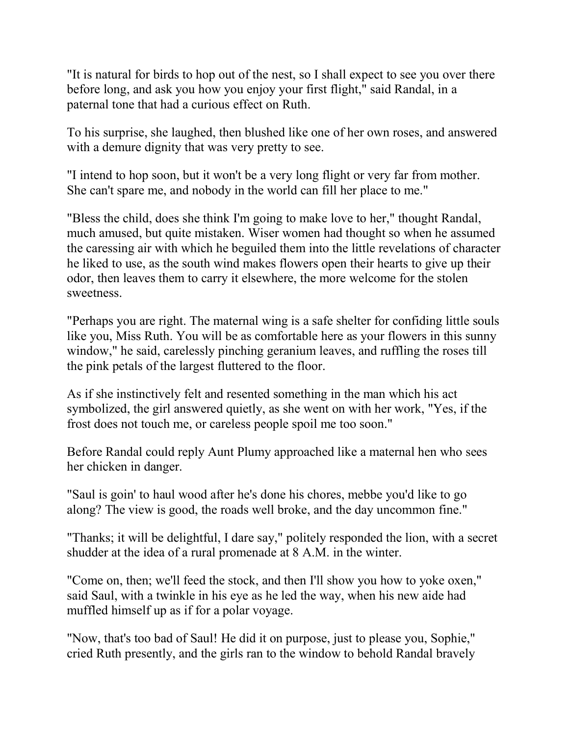"It is natural for birds to hop out of the nest, so I shall expect to see you over there before long, and ask you how you enjoy your first flight," said Randal, in a paternal tone that had a curious effect on Ruth.

To his surprise, she laughed, then blushed like one of her own roses, and answered with a demure dignity that was very pretty to see.

"I intend to hop soon, but it won't be a very long flight or very far from mother. She can't spare me, and nobody in the world can fill her place to me."

"Bless the child, does she think I'm going to make love to her," thought Randal, much amused, but quite mistaken. Wiser women had thought so when he assumed the caressing air with which he beguiled them into the little revelations of character he liked to use, as the south wind makes flowers open their hearts to give up their odor, then leaves them to carry it elsewhere, the more welcome for the stolen sweetness.

"Perhaps you are right. The maternal wing is a safe shelter for confiding little souls like you, Miss Ruth. You will be as comfortable here as your flowers in this sunny window," he said, carelessly pinching geranium leaves, and ruffling the roses till the pink petals of the largest fluttered to the floor.

As if she instinctively felt and resented something in the man which his act symbolized, the girl answered quietly, as she went on with her work, "Yes, if the frost does not touch me, or careless people spoil me too soon."

Before Randal could reply Aunt Plumy approached like a maternal hen who sees her chicken in danger.

"Saul is goin' to haul wood after he's done his chores, mebbe you'd like to go along? The view is good, the roads well broke, and the day uncommon fine."

"Thanks; it will be delightful, I dare say," politely responded the lion, with a secret shudder at the idea of a rural promenade at 8 A.M. in the winter.

"Come on, then; we'll feed the stock, and then I'll show you how to yoke oxen," said Saul, with a twinkle in his eye as he led the way, when his new aide had muffled himself up as if for a polar voyage.

"Now, that's too bad of Saul! He did it on purpose, just to please you, Sophie," cried Ruth presently, and the girls ran to the window to behold Randal bravely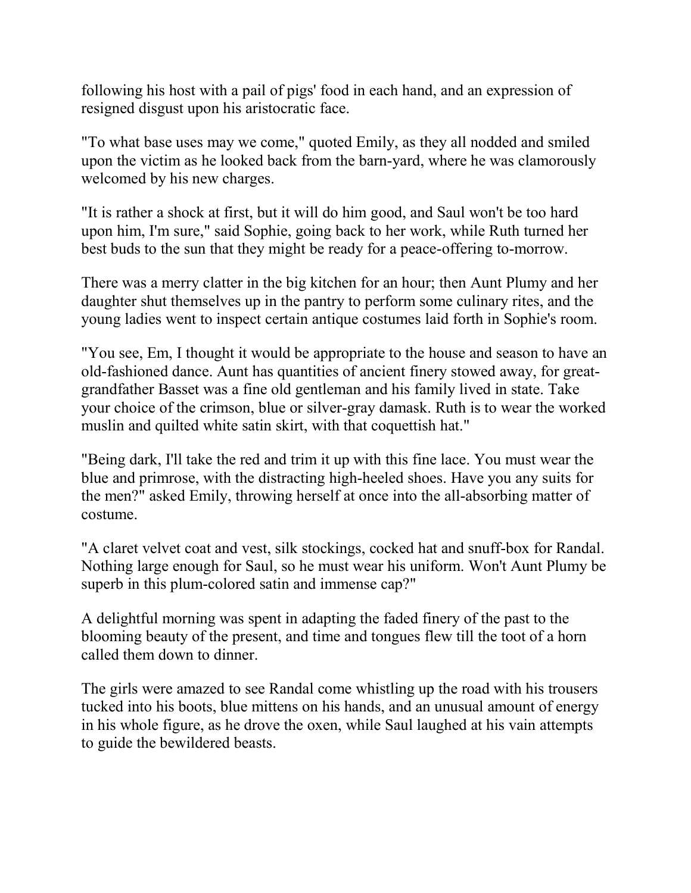following his host with a pail of pigs' food in each hand, and an expression of resigned disgust upon his aristocratic face.

"To what base uses may we come," quoted Emily, as they all nodded and smiled upon the victim as he looked back from the barn-yard, where he was clamorously welcomed by his new charges.

"It is rather a shock at first, but it will do him good, and Saul won't be too hard upon him, I'm sure," said Sophie, going back to her work, while Ruth turned her best buds to the sun that they might be ready for a peace-offering to-morrow.

There was a merry clatter in the big kitchen for an hour; then Aunt Plumy and her daughter shut themselves up in the pantry to perform some culinary rites, and the young ladies went to inspect certain antique costumes laid forth in Sophie's room.

"You see, Em, I thought it would be appropriate to the house and season to have an old-fashioned dance. Aunt has quantities of ancient finery stowed away, for great-grandfather Basset was a fine old gentleman and his family lived in state. Take your choice of the crimson, blue or silver-gray damask. Ruth is to wear the worked muslin and quilted white satin skirt, with that coquettish hat."

"Being dark, I'll take the red and trim it up with this fine lace. You must wear the blue and primrose, with the distracting high-heeled shoes. Have you any suits for the men?" asked Emily, throwing herself at once into the all-absorbing matter of costume.

"A claret velvet coat and vest, silk stockings, cocked hat and snuff-box for Randal. Nothing large enough for Saul, so he must wear his uniform. Won't Aunt Plumy be superb in this plum-colored satin and immense cap?"

A delightful morning was spent in adapting the faded finery of the past to the blooming beauty of the present, and time and tongues flew till the toot of a horn called them down to dinner.

The girls were amazed to see Randal come whistling up the road with his trousers tucked into his boots, blue mittens on his hands, and an unusual amount of energy in his whole figure, as he drove the oxen, while Saul laughed at his vain attempts to guide the bewildered beasts.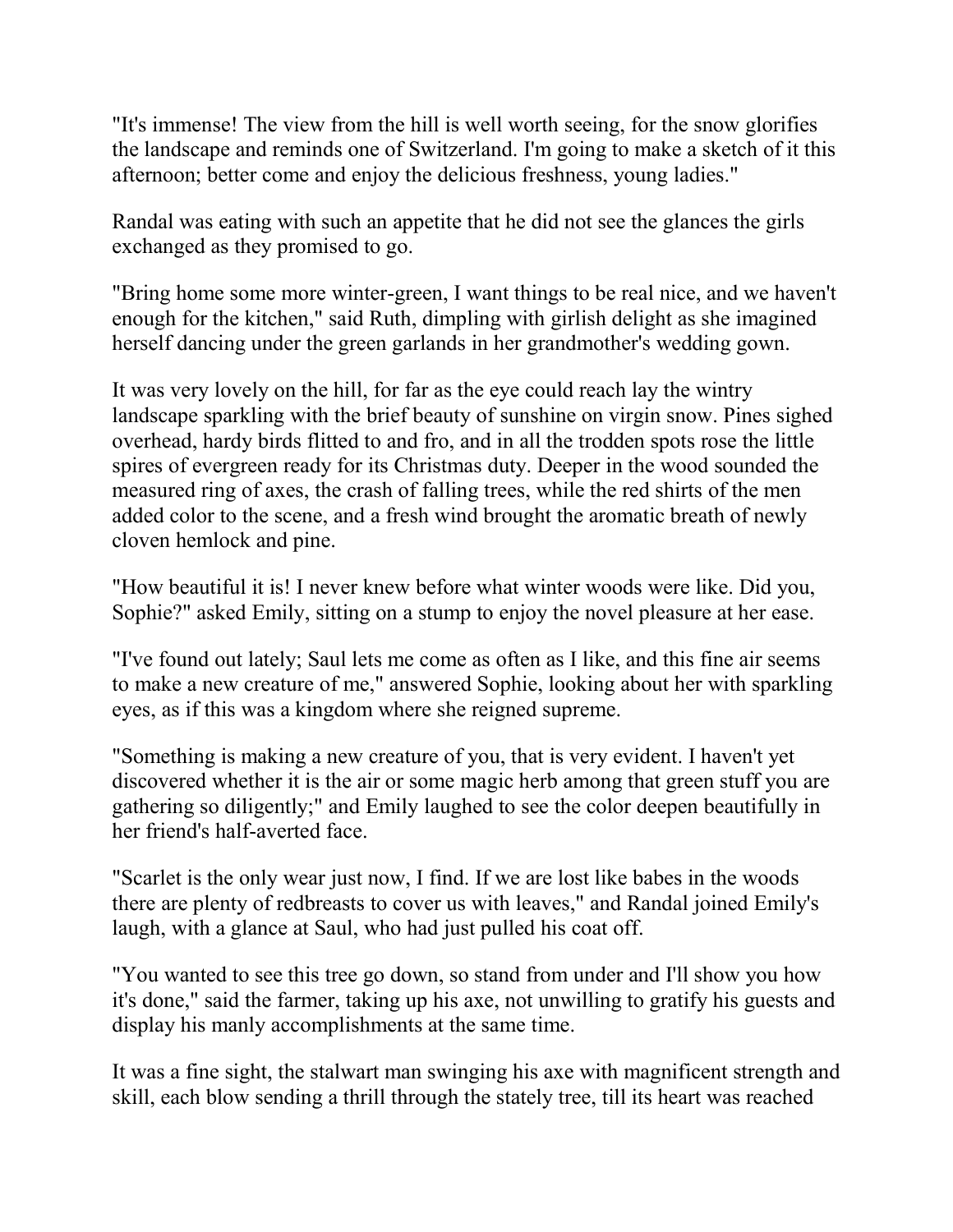"It's immense! The view from the hill is well worth seeing, for the snow glorifies the landscape and reminds one of Switzerland. I'm going to make a sketch of it this afternoon; better come and enjoy the delicious freshness, young ladies."

Randal was eating with such an appetite that he did not see the glances the girls exchanged as they promised to go.

"Bring home some more winter-green, I want things to be real nice, and we haven't enough for the kitchen," said Ruth, dimpling with girlish delight as she imagined herself dancing under the green garlands in her grandmother's wedding gown.

It was very lovely on the hill, for far as the eye could reach lay the wintry landscape sparkling with the brief beauty of sunshine on virgin snow. Pines sighed overhead, hardy birds flitted to and fro, and in all the trodden spots rose the little spires of evergreen ready for its Christmas duty. Deeper in the wood sounded the measured ring of axes, the crash of falling trees, while the red shirts of the men added color to the scene, and a fresh wind brought the aromatic breath of newly cloven hemlock and pine.

"How beautiful it is! I never knew before what winter woods were like. Did you, Sophie?" asked Emily, sitting on a stump to enjoy the novel pleasure at her ease.

"I've found out lately; Saul lets me come as often as I like, and this fine air seems to make a new creature of me," answered Sophie, looking about her with sparkling eyes, as if this was a kingdom where she reigned supreme.

"Something is making a new creature of you, that is very evident. I haven't yet discovered whether it is the air or some magic herb among that green stuff you are gathering so diligently;" and Emily laughed to see the color deepen beautifully in her friend's half-averted face.

"Scarlet is the only wear just now, I find. If we are lost like babes in the woods there are plenty of redbreasts to cover us with leaves," and Randal joined Emily's laugh, with a glance at Saul, who had just pulled his coat off.

"You wanted to see this tree go down, so stand from under and I'll show you how it's done," said the farmer, taking up his axe, not unwilling to gratify his guests and display his manly accomplishments at the same time.

It was a fine sight, the stalwart man swinging his axe with magnificent strength and skill, each blow sending a thrill through the stately tree, till its heart was reached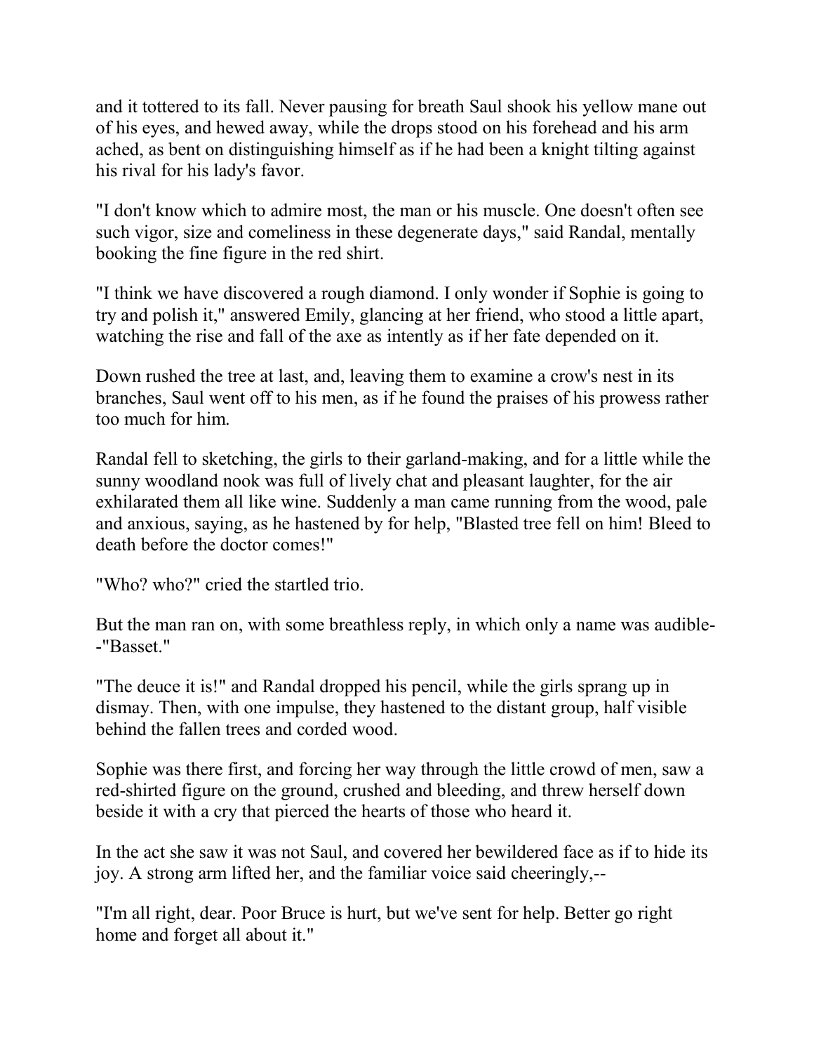and it tottered to its fall. Never pausing for breath Saul shook his yellow mane out of his eyes, and hewed away, while the drops stood on his forehead and his arm ached, as bent on distinguishing himself as if he had been a knight tilting against his rival for his lady's favor.

"I don't know which to admire most, the man or his muscle. One doesn't often see such vigor, size and comeliness in these degenerate days," said Randal, mentally booking the fine figure in the red shirt.

"I think we have discovered a rough diamond. I only wonder if Sophie is going to try and polish it," answered Emily, glancing at her friend, who stood a little apart, watching the rise and fall of the axe as intently as if her fate depended on it.

Down rushed the tree at last, and, leaving them to examine a crow's nest in its branches, Saul went off to his men, as if he found the praises of his prowess rather too much for him.

Randal fell to sketching, the girls to their garland-making, and for a little while the sunny woodland nook was full of lively chat and pleasant laughter, for the air exhilarated them all like wine. Suddenly a man came running from the wood, pale and anxious, saying, as he hastened by for help, "Blasted tree fell on him! Bleed to death before the doctor comes!"

"Who? who?" cried the startled trio.

But the man ran on, with some breathless reply, in which only a name was audible--"Basset."

"The deuce it is!" and Randal dropped his pencil, while the girls sprang up in dismay. Then, with one impulse, they hastened to the distant group, half visible behind the fallen trees and corded wood.

Sophie was there first, and forcing her way through the little crowd of men, saw a red-shirted figure on the ground, crushed and bleeding, and threw herself down beside it with a cry that pierced the hearts of those who heard it.

In the act she saw it was not Saul, and covered her bewildered face as if to hide its joy. A strong arm lifted her, and the familiar voice said cheeringly,--

"I'm all right, dear. Poor Bruce is hurt, but we've sent for help. Better go right home and forget all about it."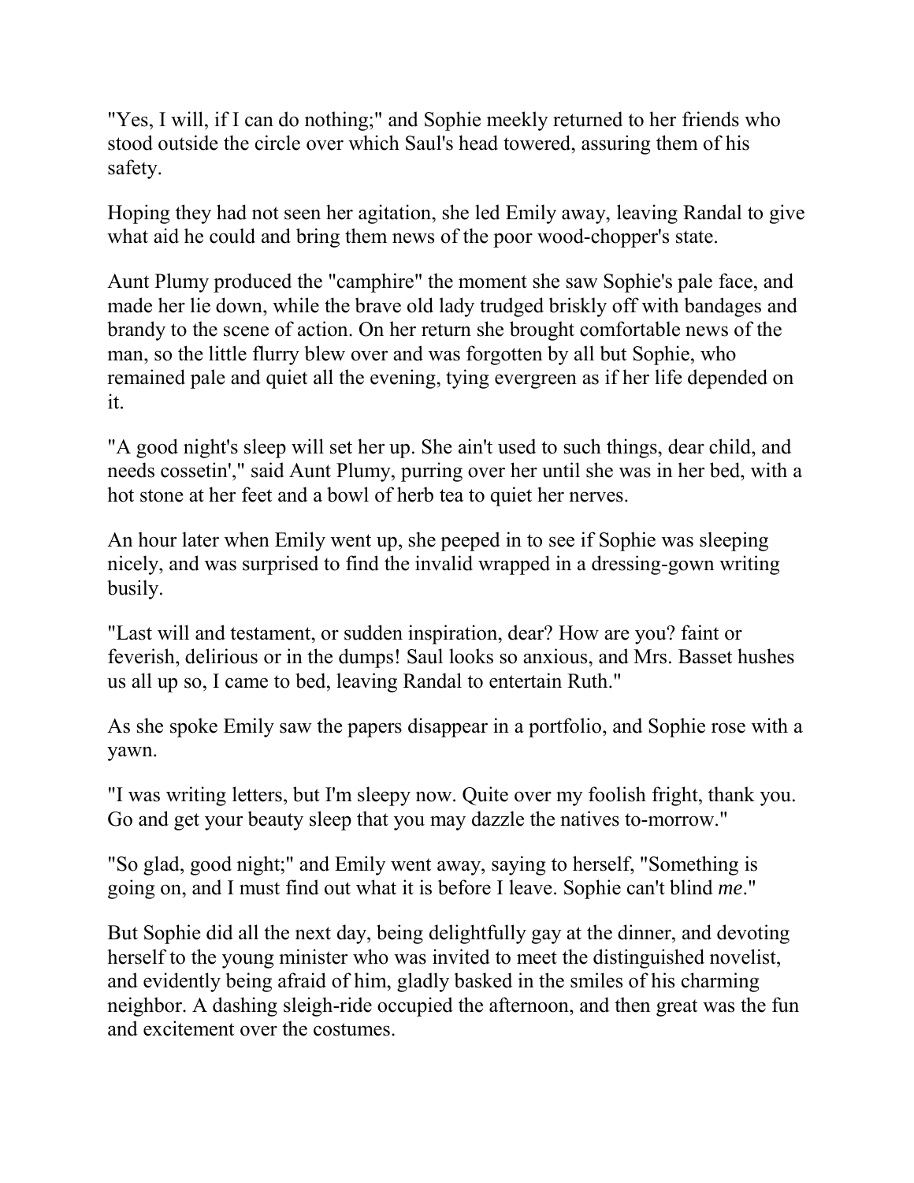"Yes, I will, if I can do nothing;" and Sophie meekly returned to her friends who stood outside the circle over which Saul's head towered, assuring them of his safety.

Hoping they had not seen her agitation, she led Emily away, leaving Randal to give what aid he could and bring them news of the poor wood-chopper's state.

Aunt Plumy produced the "camphire" the moment she saw Sophie's pale face, and made her lie down, while the brave old lady trudged briskly off with bandages and brandy to the scene of action. On her return she brought comfortable news of the man, so the little flurry blew over and was forgotten by all but Sophie, who remained pale and quiet all the evening, tying evergreen as if her life depended on it.

"A good night's sleep will set her up. She ain't used to such things, dear child, and needs cossetin'," said Aunt Plumy, purring over her until she was in her bed, with a hot stone at her feet and a bowl of herb tea to quiet her nerves.

An hour later when Emily went up, she peeped in to see if Sophie was sleeping nicely, and was surprised to find the invalid wrapped in a dressing-gown writing busily.

"Last will and testament, or sudden inspiration, dear? How are you? faint or feverish, delirious or in the dumps! Saul looks so anxious, and Mrs. Basset hushes us all up so, I came to bed, leaving Randal to entertain Ruth."

As she spoke Emily saw the papers disappear in a portfolio, and Sophie rose with a yawn.

"I was writing letters, but I'm sleepy now. Quite over my foolish fright, thank you. Go and get your beauty sleep that you may dazzle the natives to-morrow."

"So glad, good night;" and Emily went away, saying to herself, "Something is going on, and I must find out what it is before I leave. Sophie can't blind *me*."

But Sophie did all the next day, being delightfully gay at the dinner, and devoting herself to the young minister who was invited to meet the distinguished novelist, and evidently being afraid of him, gladly basked in the smiles of his charming neighbor. A dashing sleigh-ride occupied the afternoon, and then great was the fun and excitement over the costumes.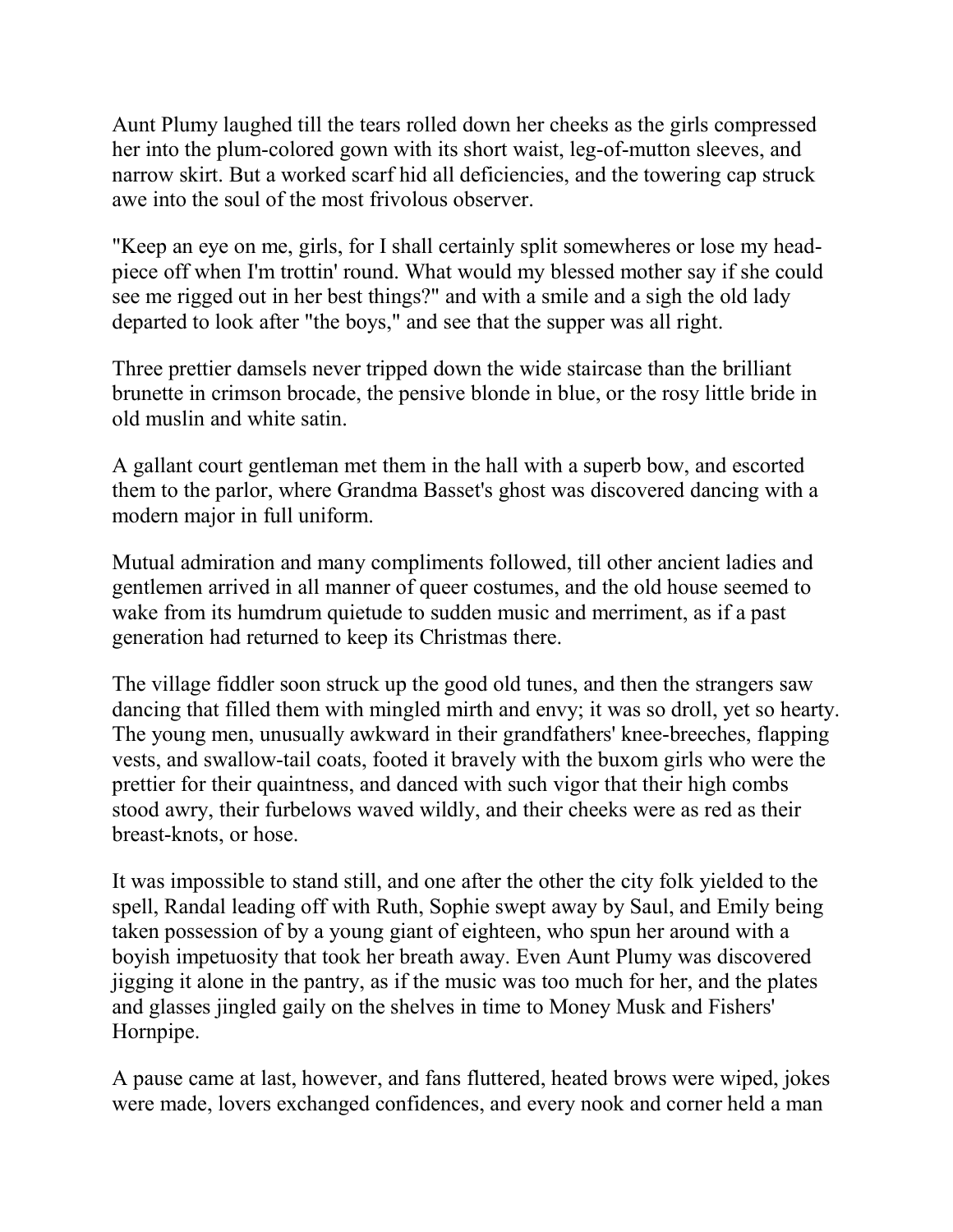Aunt Plumy laughed till the tears rolled down her cheeks as the girls compressed her into the plum-colored gown with its short waist, leg-of-mutton sleeves, and narrow skirt. But a worked scarf hid all deficiencies, and the towering cap struck awe into the soul of the most frivolous observer.

"Keep an eye on me, girls, for I shall certainly split somewheres or lose my head-piece off when I'm trottin' round. What would my blessed mother say if she could see me rigged out in her best things?" and with a smile and a sigh the old lady departed to look after "the boys," and see that the supper was all right.

Three prettier damsels never tripped down the wide staircase than the brilliant brunette in crimson brocade, the pensive blonde in blue, or the rosy little bride in old muslin and white satin.

A gallant court gentleman met them in the hall with a superb bow, and escorted them to the parlor, where Grandma Basset's ghost was discovered dancing with a modern major in full uniform.

Mutual admiration and many compliments followed, till other ancient ladies and gentlemen arrived in all manner of queer costumes, and the old house seemed to wake from its humdrum quietude to sudden music and merriment, as if a past generation had returned to keep its Christmas there.

The village fiddler soon struck up the good old tunes, and then the strangers saw dancing that filled them with mingled mirth and envy; it was so droll, yet so hearty. The young men, unusually awkward in their grandfathers' knee-breeches, flapping vests, and swallow-tail coats, footed it bravely with the buxom girls who were the prettier for their quaintness, and danced with such vigor that their high combs stood awry, their furbelows waved wildly, and their cheeks were as red as their breast-knots, or hose.

It was impossible to stand still, and one after the other the city folk yielded to the spell, Randal leading off with Ruth, Sophie swept away by Saul, and Emily being taken possession of by a young giant of eighteen, who spun her around with a boyish impetuosity that took her breath away. Even Aunt Plumy was discovered jigging it alone in the pantry, as if the music was too much for her, and the plates and glasses jingled gaily on the shelves in time to Money Musk and Fishers' Hornpipe.

A pause came at last, however, and fans fluttered, heated brows were wiped, jokes were made, lovers exchanged confidences, and every nook and corner held a man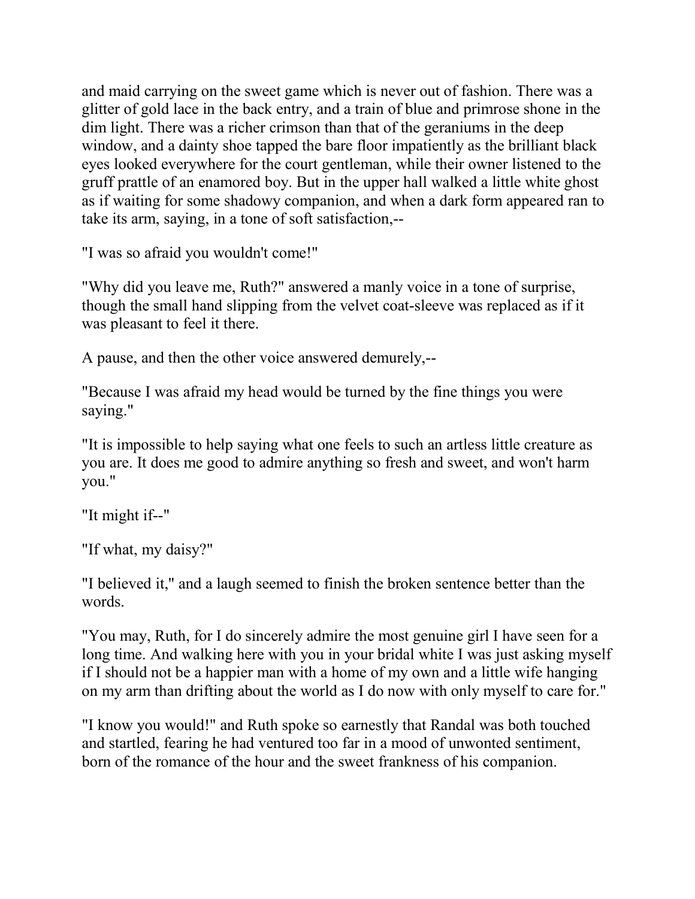and maid carrying on the sweet game which is never out of fashion. There was a glitter of gold lace in the back entry, and a train of blue and primrose shone in the dim light. There was a richer crimson than that of the geraniums in the deep window, and a dainty shoe tapped the bare floor impatiently as the brilliant black eyes looked everywhere for the court gentleman, while their owner listened to the gruff prattle of an enamored boy. But in the upper hall walked a little white ghost as if waiting for some shadowy companion, and when a dark form appeared ran to take its arm, saying, in a tone of soft satisfaction,--

"I was so afraid you wouldn't come!"

"Why did you leave me, Ruth?" answered a manly voice in a tone of surprise, though the small hand slipping from the velvet coat-sleeve was replaced as if it was pleasant to feel it there.

A pause, and then the other voice answered demurely,--

"Because I was afraid my head would be turned by the fine things you were saying."

"It is impossible to help saying what one feels to such an artless little creature as you are. It does me good to admire anything so fresh and sweet, and won't harm you."

"It might if--"

"If what, my daisy?"

"I believed it," and a laugh seemed to finish the broken sentence better than the words.

"You may, Ruth, for I do sincerely admire the most genuine girl I have seen for a long time. And walking here with you in your bridal white I was just asking myself if I should not be a happier man with a home of my own and a little wife hanging on my arm than drifting about the world as I do now with only myself to care for."

"I know you would!" and Ruth spoke so earnestly that Randal was both touched and startled, fearing he had ventured too far in a mood of unwonted sentiment, born of the romance of the hour and the sweet frankness of his companion.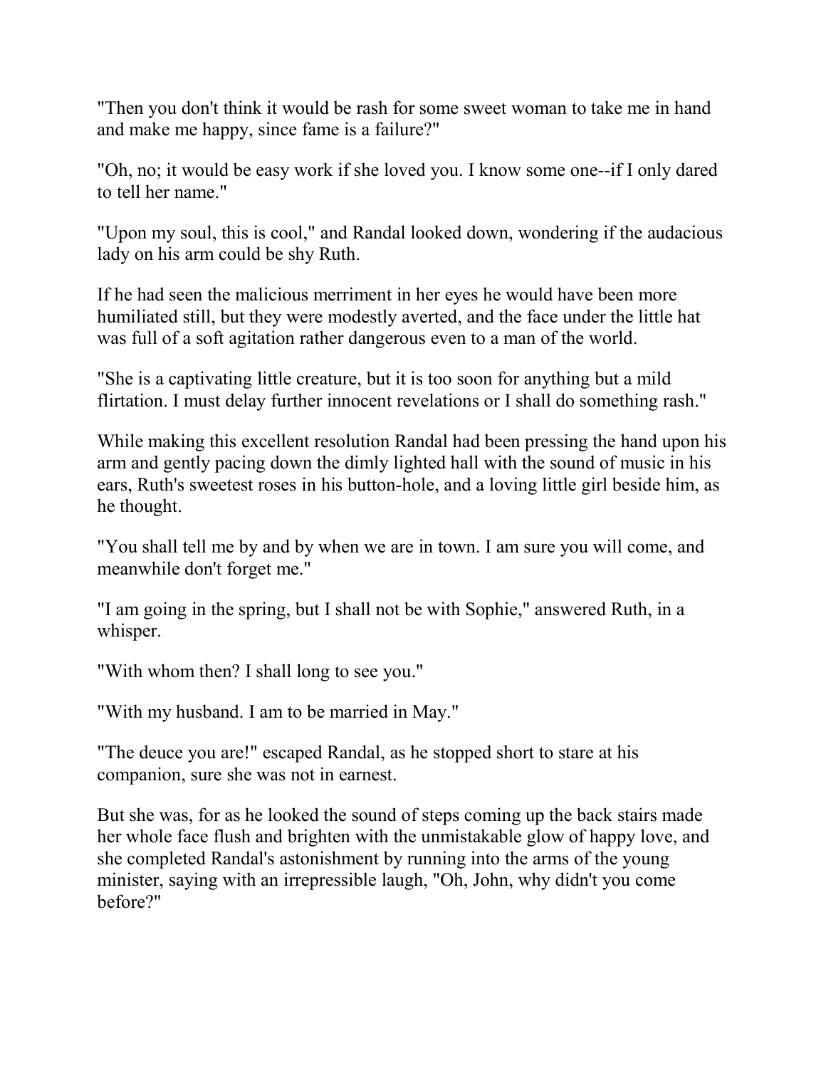"Then you don't think it would be rash for some sweet woman to take me in hand and make me happy, since fame is a failure?"

"Oh, no; it would be easy work if she loved you. I know some one--if I only dared to tell her name."

"Upon my soul, this is cool," and Randal looked down, wondering if the audacious lady on his arm could be shy Ruth.

If he had seen the malicious merriment in her eyes he would have been more humiliated still, but they were modestly averted, and the face under the little hat was full of a soft agitation rather dangerous even to a man of the world.

"She is a captivating little creature, but it is too soon for anything but a mild flirtation. I must delay further innocent revelations or I shall do something rash."

While making this excellent resolution Randal had been pressing the hand upon his arm and gently pacing down the dimly lighted hall with the sound of music in his ears, Ruth's sweetest roses in his button-hole, and a loving little girl beside him, as he thought.

"You shall tell me by and by when we are in town. I am sure you will come, and meanwhile don't forget me."

"I am going in the spring, but I shall not be with Sophie," answered Ruth, in a whisper.

"With whom then? I shall long to see you."

"With my husband. I am to be married in May."

"The deuce you are!" escaped Randal, as he stopped short to stare at his companion, sure she was not in earnest.

But she was, for as he looked the sound of steps coming up the back stairs made her whole face flush and brighten with the unmistakable glow of happy love, and she completed Randal's astonishment by running into the arms of the young minister, saying with an irrepressible laugh, "Oh, John, why didn't you come before?"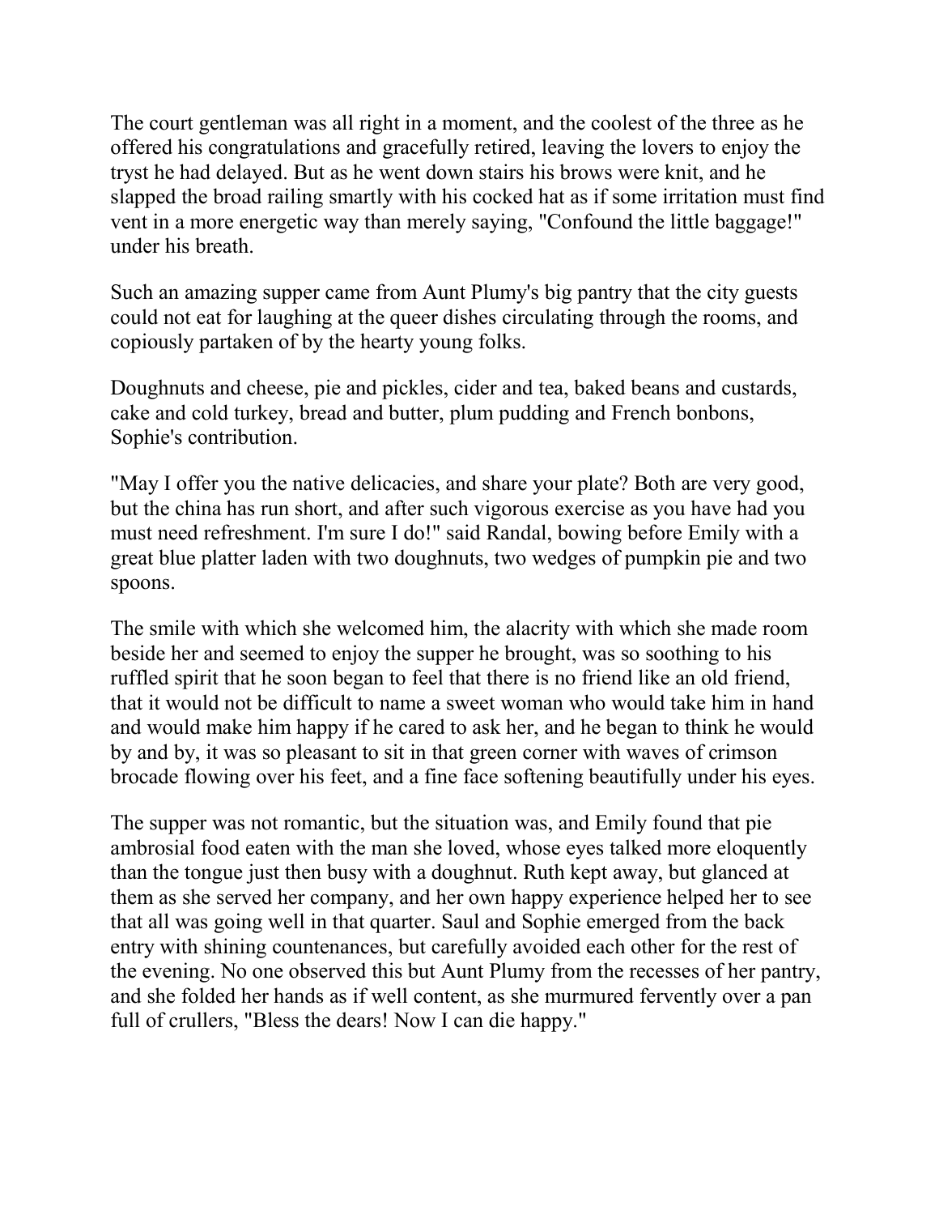The court gentleman was all right in a moment, and the coolest of the three as he offered his congratulations and gracefully retired, leaving the lovers to enjoy the tryst he had delayed. But as he went down stairs his brows were knit, and he slapped the broad railing smartly with his cocked hat as if some irritation must find vent in a more energetic way than merely saying, "Confound the little baggage!" under his breath.

Such an amazing supper came from Aunt Plumy's big pantry that the city guests could not eat for laughing at the queer dishes circulating through the rooms, and copiously partaken of by the hearty young folks.

Doughnuts and cheese, pie and pickles, cider and tea, baked beans and custards, cake and cold turkey, bread and butter, plum pudding and French bonbons, Sophie's contribution.

"May I offer you the native delicacies, and share your plate? Both are very good, but the china has run short, and after such vigorous exercise as you have had you must need refreshment. I'm sure I do!" said Randal, bowing before Emily with a great blue platter laden with two doughnuts, two wedges of pumpkin pie and two spoons.

The smile with which she welcomed him, the alacrity with which she made room beside her and seemed to enjoy the supper he brought, was so soothing to his ruffled spirit that he soon began to feel that there is no friend like an old friend, that it would not be difficult to name a sweet woman who would take him in hand and would make him happy if he cared to ask her, and he began to think he would by and by, it was so pleasant to sit in that green corner with waves of crimson brocade flowing over his feet, and a fine face softening beautifully under his eyes.

The supper was not romantic, but the situation was, and Emily found that pie ambrosial food eaten with the man she loved, whose eyes talked more eloquently than the tongue just then busy with a doughnut. Ruth kept away, but glanced at them as she served her company, and her own happy experience helped her to see that all was going well in that quarter. Saul and Sophie emerged from the back entry with shining countenances, but carefully avoided each other for the rest of the evening. No one observed this but Aunt Plumy from the recesses of her pantry, and she folded her hands as if well content, as she murmured fervently over a pan full of crullers, "Bless the dears! Now I can die happy."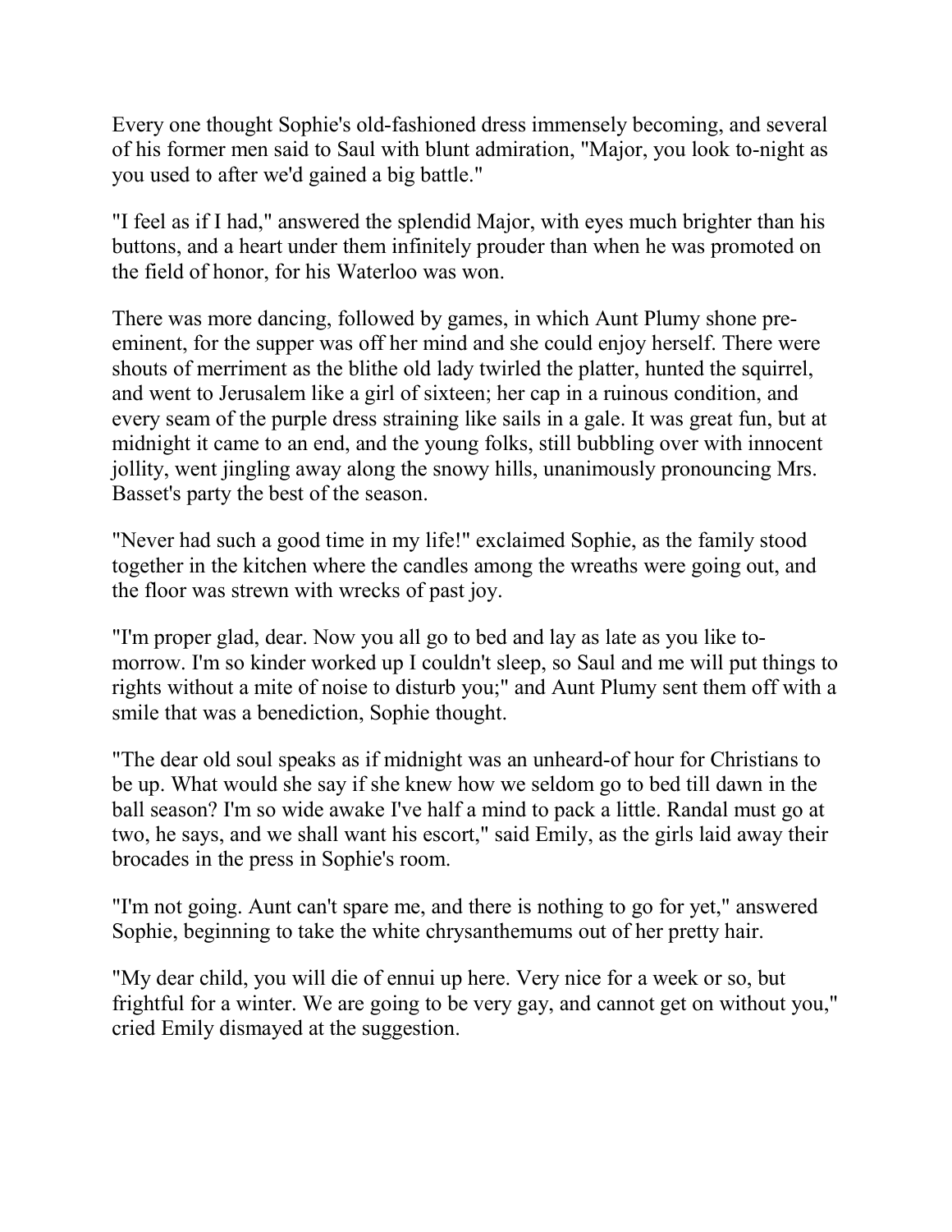Every one thought Sophie's old-fashioned dress immensely becoming, and several of his former men said to Saul with blunt admiration, "Major, you look to-night as you used to after we'd gained a big battle."

"I feel as if I had," answered the splendid Major, with eyes much brighter than his buttons, and a heart under them infinitely prouder than when he was promoted on the field of honor, for his Waterloo was won.

There was more dancing, followed by games, in which Aunt Plumy shone pre-eminent, for the supper was off her mind and she could enjoy herself. There were shouts of merriment as the blithe old lady twirled the platter, hunted the squirrel, and went to Jerusalem like a girl of sixteen; her cap in a ruinous condition, and every seam of the purple dress straining like sails in a gale. It was great fun, but at midnight it came to an end, and the young folks, still bubbling over with innocent jollity, went jingling away along the snowy hills, unanimously pronouncing Mrs. Basset's party the best of the season.

"Never had such a good time in my life!" exclaimed Sophie, as the family stood together in the kitchen where the candles among the wreaths were going out, and the floor was strewn with wrecks of past joy.

"I'm proper glad, dear. Now you all go to bed and lay as late as you like to-morrow. I'm so kinder worked up I couldn't sleep, so Saul and me will put things to rights without a mite of noise to disturb you;" and Aunt Plumy sent them off with a smile that was a benediction, Sophie thought.

"The dear old soul speaks as if midnight was an unheard-of hour for Christians to be up. What would she say if she knew how we seldom go to bed till dawn in the ball season? I'm so wide awake I've half a mind to pack a little. Randal must go at two, he says, and we shall want his escort," said Emily, as the girls laid away their brocades in the press in Sophie's room.

"I'm not going. Aunt can't spare me, and there is nothing to go for yet," answered Sophie, beginning to take the white chrysanthemums out of her pretty hair.

"My dear child, you will die of ennui up here. Very nice for a week or so, but frightful for a winter. We are going to be very gay, and cannot get on without you," cried Emily dismayed at the suggestion.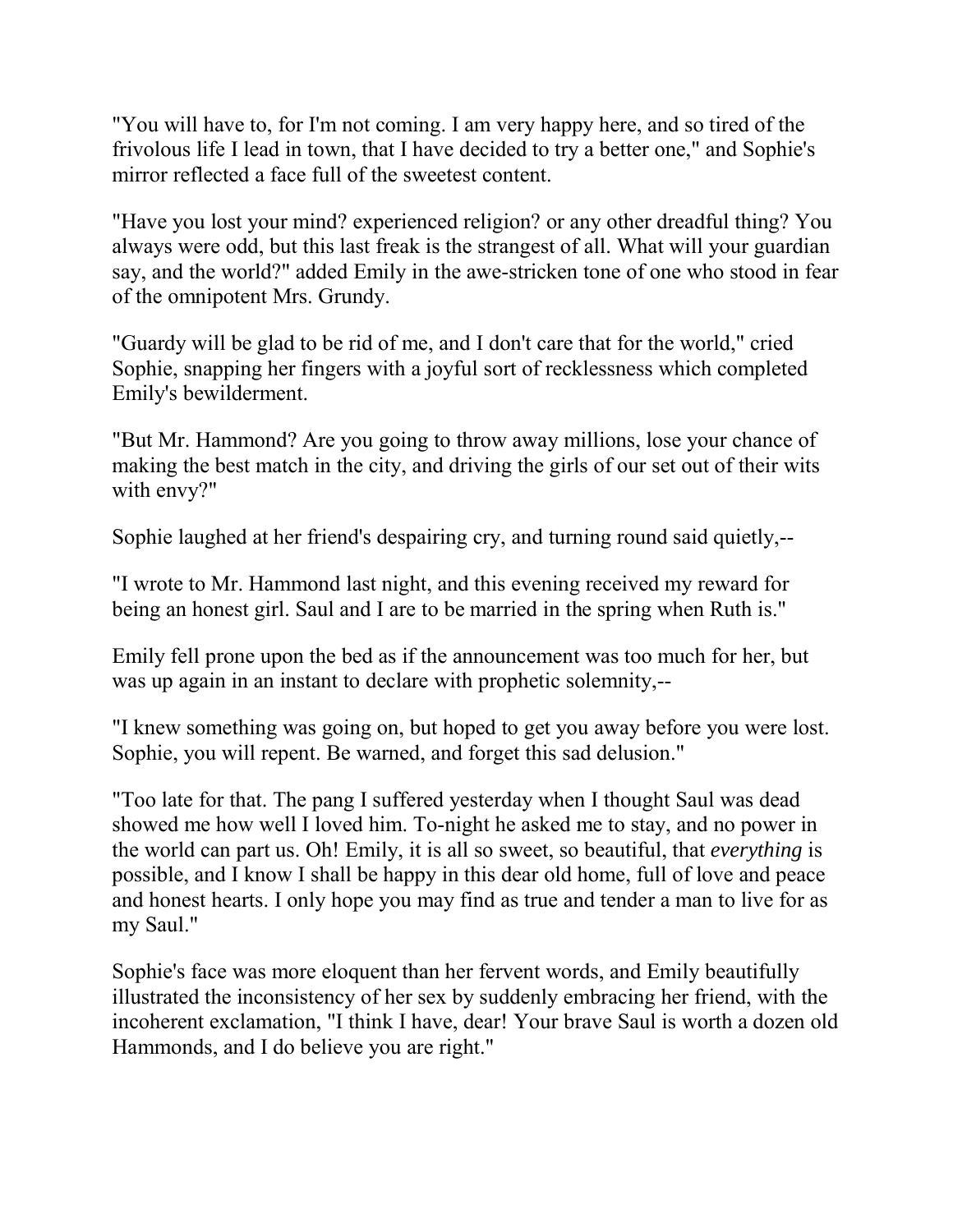"You will have to, for I'm not coming. I am very happy here, and so tired of the frivolous life I lead in town, that I have decided to try a better one," and Sophie's mirror reflected a face full of the sweetest content.

"Have you lost your mind? experienced religion? or any other dreadful thing? You always were odd, but this last freak is the strangest of all. What will your guardian say, and the world?" added Emily in the awe-stricken tone of one who stood in fear of the omnipotent Mrs. Grundy.

"Guardy will be glad to be rid of me, and I don't care that for the world," cried Sophie, snapping her fingers with a joyful sort of recklessness which completed Emily's bewilderment.

"But Mr. Hammond? Are you going to throw away millions, lose your chance of making the best match in the city, and driving the girls of our set out of their wits with envy?"

Sophie laughed at her friend's despairing cry, and turning round said quietly,--

"I wrote to Mr. Hammond last night, and this evening received my reward for being an honest girl. Saul and I are to be married in the spring when Ruth is."

Emily fell prone upon the bed as if the announcement was too much for her, but was up again in an instant to declare with prophetic solemnity,--

"I knew something was going on, but hoped to get you away before you were lost. Sophie, you will repent. Be warned, and forget this sad delusion."

"Too late for that. The pang I suffered yesterday when I thought Saul was dead showed me how well I loved him. To-night he asked me to stay, and no power in the world can part us. Oh! Emily, it is all so sweet, so beautiful, that *everything* is possible, and I know I shall be happy in this dear old home, full of love and peace and honest hearts. I only hope you may find as true and tender a man to live for as my Saul."

Sophie's face was more eloquent than her fervent words, and Emily beautifully illustrated the inconsistency of her sex by suddenly embracing her friend, with the incoherent exclamation, "I think I have, dear! Your brave Saul is worth a dozen old Hammonds, and I do believe you are right."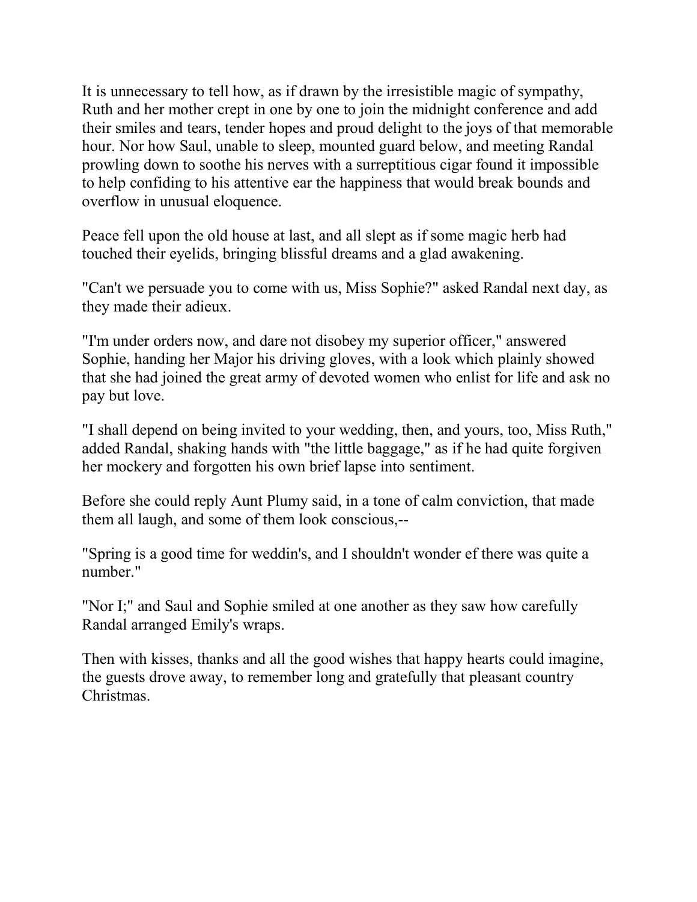It is unnecessary to tell how, as if drawn by the irresistible magic of sympathy, Ruth and her mother crept in one by one to join the midnight conference and add their smiles and tears, tender hopes and proud delight to the joys of that memorable hour. Nor how Saul, unable to sleep, mounted guard below, and meeting Randal prowling down to soothe his nerves with a surreptitious cigar found it impossible to help confiding to his attentive ear the happiness that would break bounds and overflow in unusual eloquence.

Peace fell upon the old house at last, and all slept as if some magic herb had touched their eyelids, bringing blissful dreams and a glad awakening.

"Can't we persuade you to come with us, Miss Sophie?" asked Randal next day, as they made their adieux.

"I'm under orders now, and dare not disobey my superior officer," answered Sophie, handing her Major his driving gloves, with a look which plainly showed that she had joined the great army of devoted women who enlist for life and ask no pay but love.

"I shall depend on being invited to your wedding, then, and yours, too, Miss Ruth," added Randal, shaking hands with "the little baggage," as if he had quite forgiven her mockery and forgotten his own brief lapse into sentiment.

Before she could reply Aunt Plumy said, in a tone of calm conviction, that made them all laugh, and some of them look conscious,--

"Spring is a good time for weddin's, and I shouldn't wonder ef there was quite a number."

"Nor I;" and Saul and Sophie smiled at one another as they saw how carefully Randal arranged Emily's wraps.

Then with kisses, thanks and all the good wishes that happy hearts could imagine, the guests drove away, to remember long and gratefully that pleasant country Christmas.